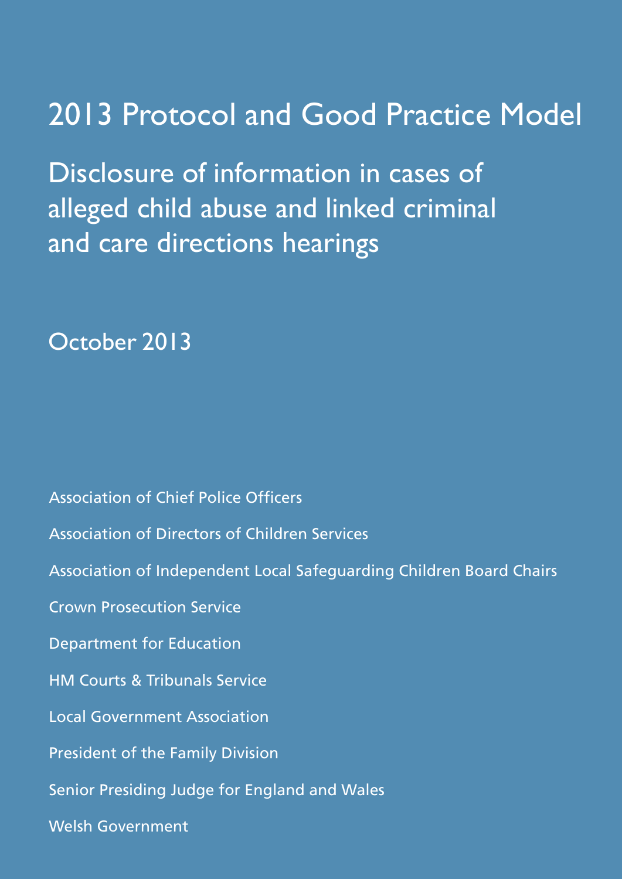# 2013 Protocol and Good Practice Model

## Disclosure of information in cases of alleged child abuse and linked criminal and care directions hearings

October 2013

Association of Chief Police Officers

Association of Directors of Children Services

Association of Independent Local Safeguarding Children Board Chairs

Crown Prosecution Service

Department for Education

HM Courts & Tribunals Service

Local Government Association

President of the Family Division

Senior Presiding Judge for England and Wales

Welsh Government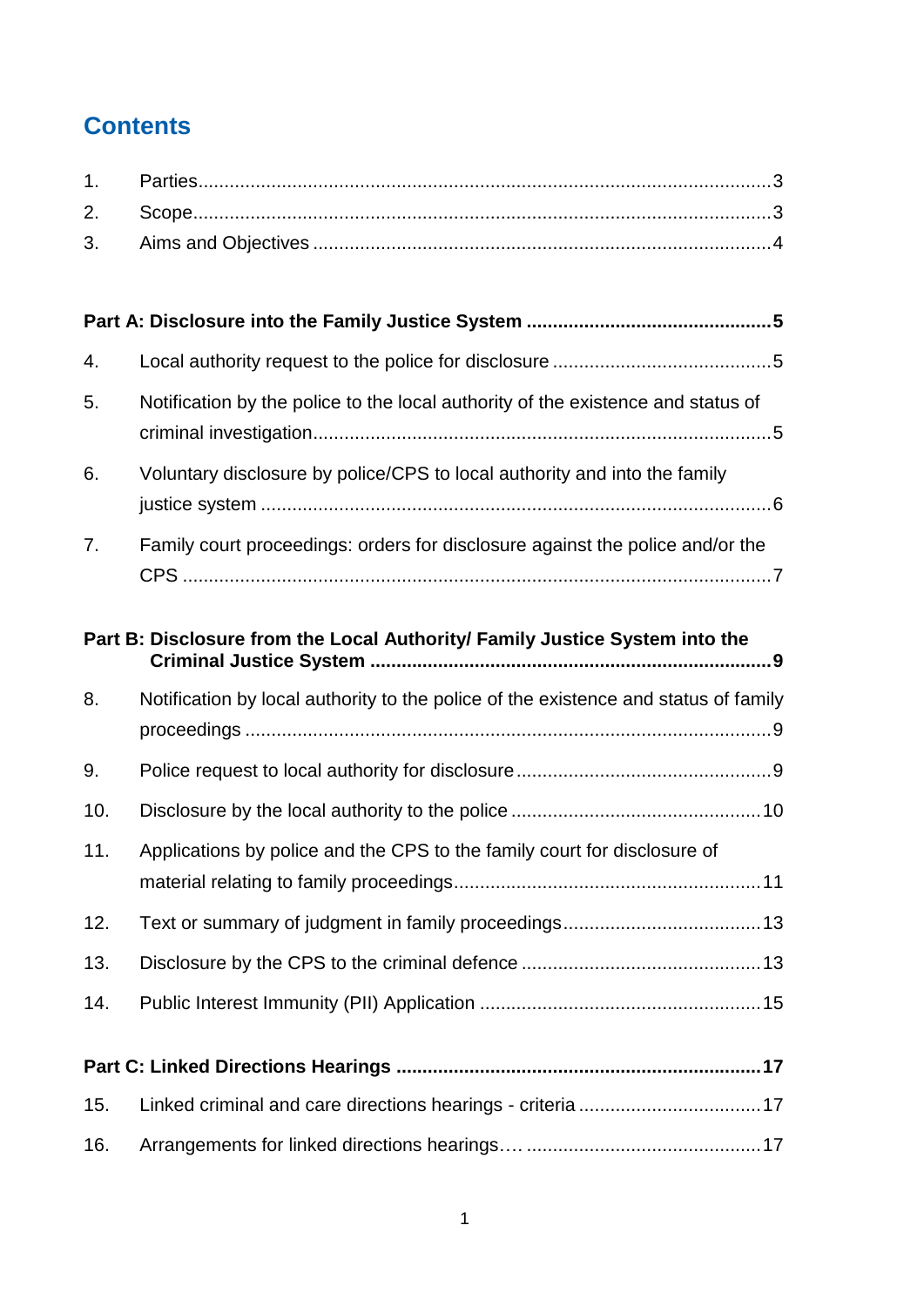# Contents

1. Parties ........................................................................................................ 3
2. Scope ........................................................................................................ 3
3. Aims and Objectives ................................................................................. 4

**Part A: Disclosure into the Family Justice System ............................................. 5**

4. Local authority request to the police for disclosure ......................................... 5
5. Notification by the police to the local authority of the existence and status of criminal investigation ........................................................................................ 5
6. Voluntary disclosure by police/CPS to local authority and into the family justice system ........................................................................................ 6
7. Family court proceedings: orders for disclosure against the police and/or the CPS ........................................................................................................ 7

**Part B: Disclosure from the Local Authority/ Family Justice System into the Criminal Justice System ........................................................................................ 9**

8. Notification by local authority to the police of the existence and status of family proceedings ........................................................................................ 9
9. Police request to local authority for disclosure ................................................ 9
10. Disclosure by the local authority to the police ............................................... 10
11. Applications by police and the CPS to the family court for disclosure of material relating to family proceedings ........................................................... 11
12. Text or summary of judgment in family proceedings ..................................... 13
13. Disclosure by the CPS to the criminal defence ............................................. 13
14. Public Interest Immunity (PII) Application ..................................................... 15

**Part C: Linked Directions Hearings ..................................................................... 17**

15. Linked criminal and care directions hearings - criteria .................................. 17
16. Arrangements for linked directions hearings.… ............................................ 17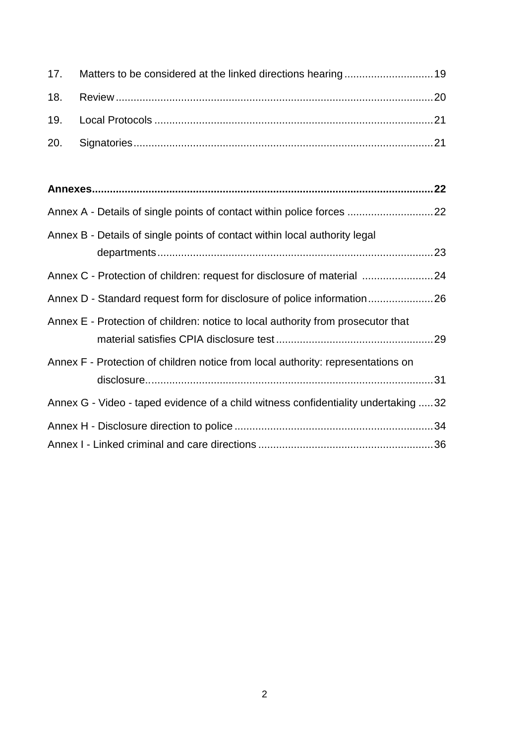17. Matters to be considered at the linked directions hearing ....... 19
18. Review ....... 20
19. Local Protocols ....... 21
20. Signatories ....... 21

**Annexes ....... 22**

Annex A - Details of single points of contact within police forces ....... 22

Annex B - Details of single points of contact within local authority legal departments ....... 23

Annex C - Protection of children: request for disclosure of material ....... 24

Annex D - Standard request form for disclosure of police information ....... 26

Annex E - Protection of children: notice to local authority from prosecutor that material satisfies CPIA disclosure test ....... 29

Annex F - Protection of children notice from local authority: representations on disclosure ....... 31

Annex G - Video - taped evidence of a child witness confidentiality undertaking ....... 32

Annex H - Disclosure direction to police ....... 34

Annex I - Linked criminal and care directions ....... 36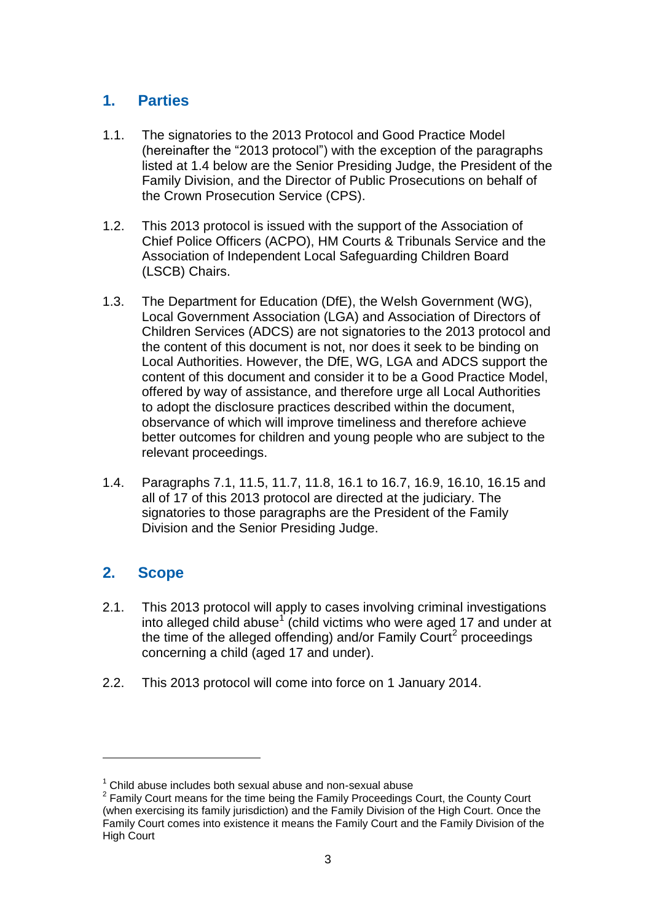## 1. Parties

1.1. The signatories to the 2013 Protocol and Good Practice Model (hereinafter the "2013 protocol") with the exception of the paragraphs listed at 1.4 below are the Senior Presiding Judge, the President of the Family Division, and the Director of Public Prosecutions on behalf of the Crown Prosecution Service (CPS).

1.2. This 2013 protocol is issued with the support of the Association of Chief Police Officers (ACPO), HM Courts & Tribunals Service and the Association of Independent Local Safeguarding Children Board (LSCB) Chairs.

1.3. The Department for Education (DfE), the Welsh Government (WG), Local Government Association (LGA) and Association of Directors of Children Services (ADCS) are not signatories to the 2013 protocol and the content of this document is not, nor does it seek to be binding on Local Authorities. However, the DfE, WG, LGA and ADCS support the content of this document and consider it to be a Good Practice Model, offered by way of assistance, and therefore urge all Local Authorities to adopt the disclosure practices described within the document, observance of which will improve timeliness and therefore achieve better outcomes for children and young people who are subject to the relevant proceedings.

1.4. Paragraphs 7.1, 11.5, 11.7, 11.8, 16.1 to 16.7, 16.9, 16.10, 16.15 and all of 17 of this 2013 protocol are directed at the judiciary. The signatories to those paragraphs are the President of the Family Division and the Senior Presiding Judge.

## 2. Scope

2.1. This 2013 protocol will apply to cases involving criminal investigations into alleged child abuse[1] (child victims who were aged 17 and under at the time of the alleged offending) and/or Family Court[2] proceedings concerning a child (aged 17 and under).

2.2. This 2013 protocol will come into force on 1 January 2014.

---

[1] Child abuse includes both sexual abuse and non-sexual abuse

[2] Family Court means for the time being the Family Proceedings Court, the County Court (when exercising its family jurisdiction) and the Family Division of the High Court. Once the Family Court comes into existence it means the Family Court and the Family Division of the High Court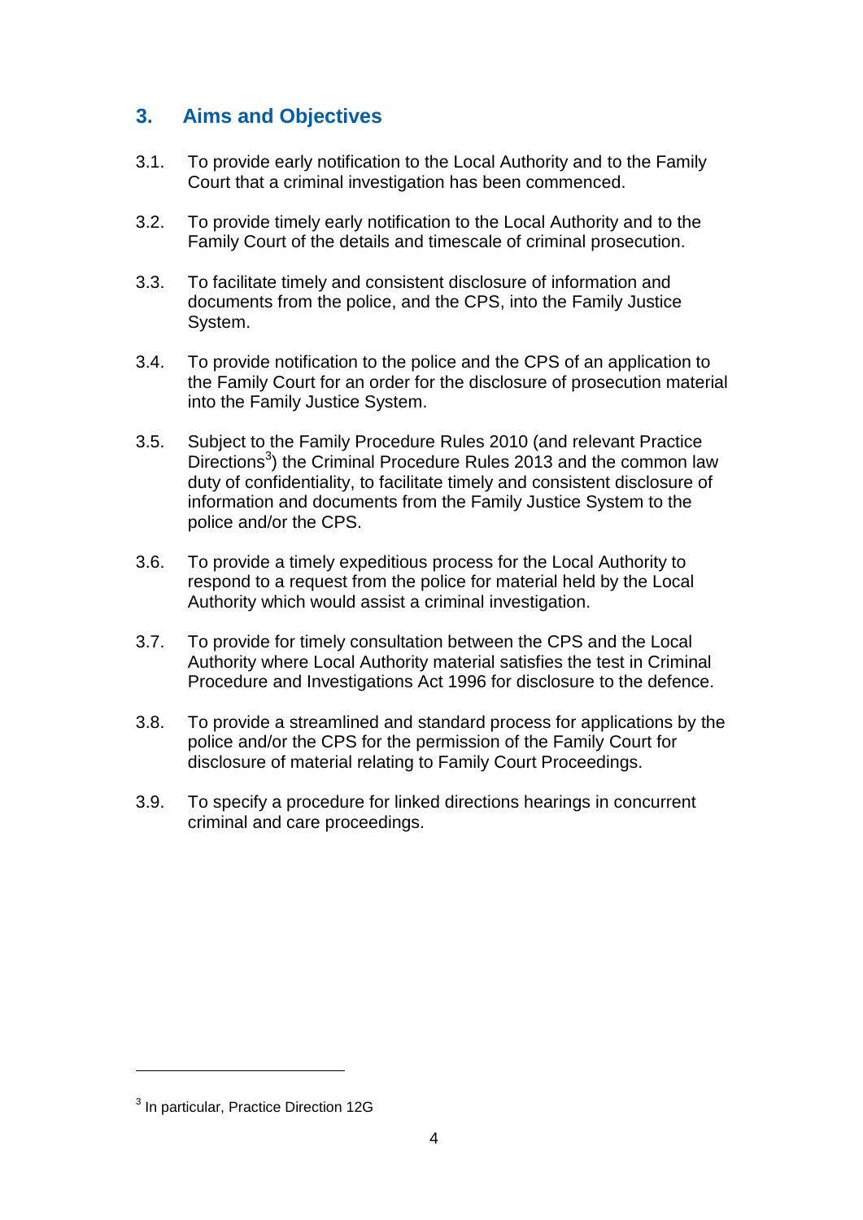## 3. Aims and Objectives

3.1. To provide early notification to the Local Authority and to the Family Court that a criminal investigation has been commenced.

3.2. To provide timely early notification to the Local Authority and to the Family Court of the details and timescale of criminal prosecution.

3.3. To facilitate timely and consistent disclosure of information and documents from the police, and the CPS, into the Family Justice System.

3.4. To provide notification to the police and the CPS of an application to the Family Court for an order for the disclosure of prosecution material into the Family Justice System.

3.5. Subject to the Family Procedure Rules 2010 (and relevant Practice Directions[3]) the Criminal Procedure Rules 2013 and the common law duty of confidentiality, to facilitate timely and consistent disclosure of information and documents from the Family Justice System to the police and/or the CPS.

3.6. To provide a timely expeditious process for the Local Authority to respond to a request from the police for material held by the Local Authority which would assist a criminal investigation.

3.7. To provide for timely consultation between the CPS and the Local Authority where Local Authority material satisfies the test in Criminal Procedure and Investigations Act 1996 for disclosure to the defence.

3.8. To provide a streamlined and standard process for applications by the police and/or the CPS for the permission of the Family Court for disclosure of material relating to Family Court Proceedings.

3.9. To specify a procedure for linked directions hearings in concurrent criminal and care proceedings.

---

[3] In particular, Practice Direction 12G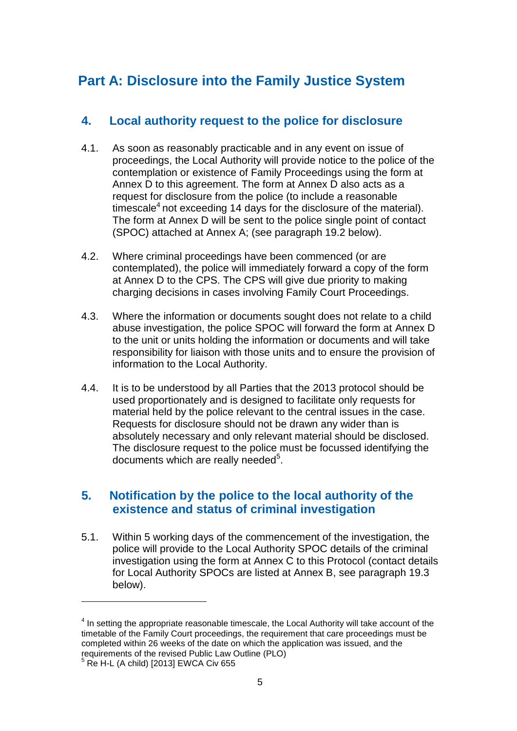# Part A: Disclosure into the Family Justice System

## 4. Local authority request to the police for disclosure

4.1. As soon as reasonably practicable and in any event on issue of proceedings, the Local Authority will provide notice to the police of the contemplation or existence of Family Proceedings using the form at Annex D to this agreement. The form at Annex D also acts as a request for disclosure from the police (to include a reasonable timescale[4] not exceeding 14 days for the disclosure of the material). The form at Annex D will be sent to the police single point of contact (SPOC) attached at Annex A; (see paragraph 19.2 below).

4.2. Where criminal proceedings have been commenced (or are contemplated), the police will immediately forward a copy of the form at Annex D to the CPS. The CPS will give due priority to making charging decisions in cases involving Family Court Proceedings.

4.3. Where the information or documents sought does not relate to a child abuse investigation, the police SPOC will forward the form at Annex D to the unit or units holding the information or documents and will take responsibility for liaison with those units and to ensure the provision of information to the Local Authority.

4.4. It is to be understood by all Parties that the 2013 protocol should be used proportionately and is designed to facilitate only requests for material held by the police relevant to the central issues in the case. Requests for disclosure should not be drawn any wider than is absolutely necessary and only relevant material should be disclosed. The disclosure request to the police must be focussed identifying the documents which are really needed[5].

## 5. Notification by the police to the local authority of the existence and status of criminal investigation

5.1. Within 5 working days of the commencement of the investigation, the police will provide to the Local Authority SPOC details of the criminal investigation using the form at Annex C to this Protocol (contact details for Local Authority SPOCs are listed at Annex B, see paragraph 19.3 below).

---

[4] In setting the appropriate reasonable timescale, the Local Authority will take account of the timetable of the Family Court proceedings, the requirement that care proceedings must be completed within 26 weeks of the date on which the application was issued, and the requirements of the revised Public Law Outline (PLO)

[5] Re H-L (A child) [2013] EWCA Civ 655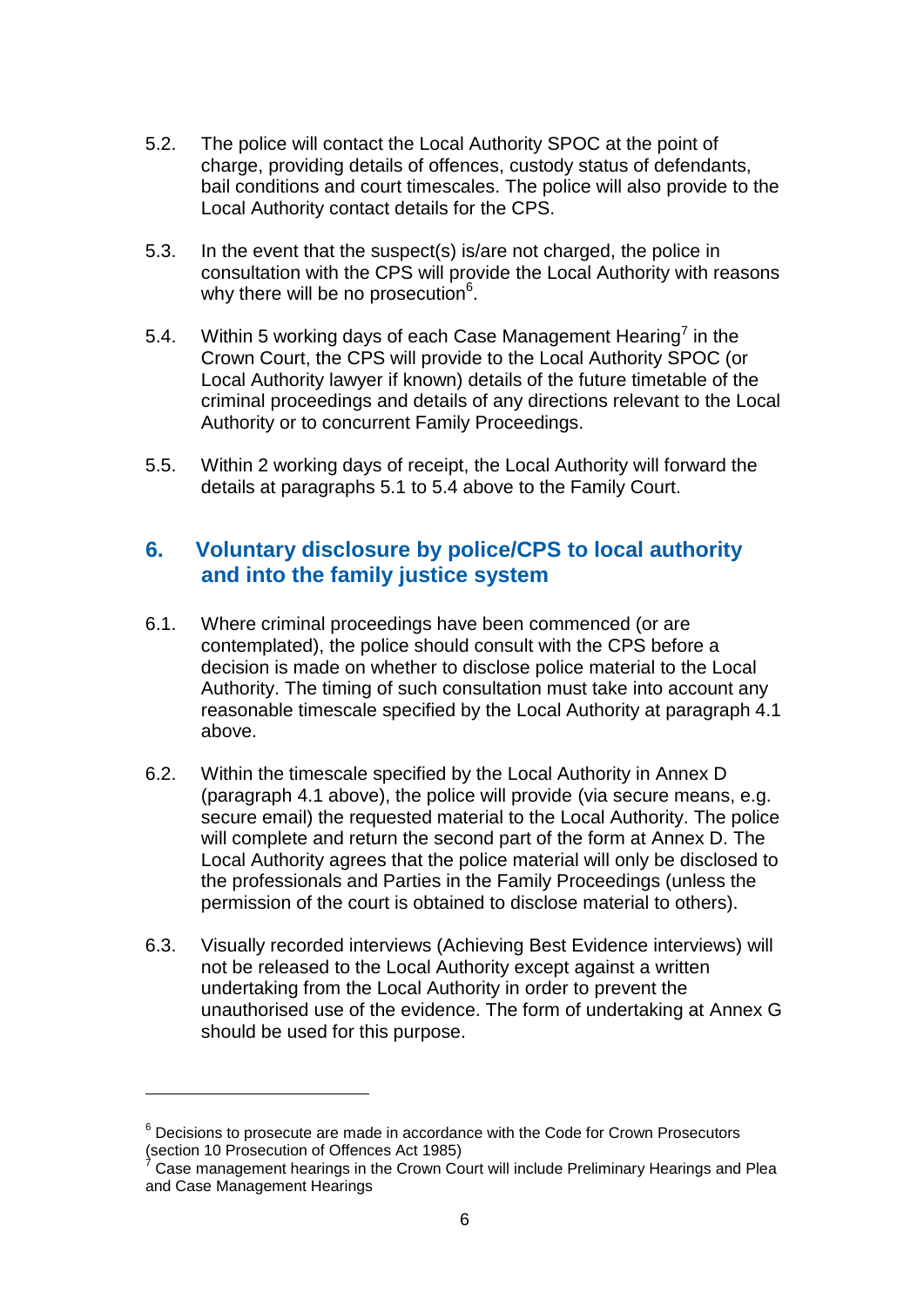5.2. The police will contact the Local Authority SPOC at the point of charge, providing details of offences, custody status of defendants, bail conditions and court timescales. The police will also provide to the Local Authority contact details for the CPS.

5.3. In the event that the suspect(s) is/are not charged, the police in consultation with the CPS will provide the Local Authority with reasons why there will be no prosecution[6].

5.4. Within 5 working days of each Case Management Hearing[7] in the Crown Court, the CPS will provide to the Local Authority SPOC (or Local Authority lawyer if known) details of the future timetable of the criminal proceedings and details of any directions relevant to the Local Authority or to concurrent Family Proceedings.

5.5. Within 2 working days of receipt, the Local Authority will forward the details at paragraphs 5.1 to 5.4 above to the Family Court.

## 6. Voluntary disclosure by police/CPS to local authority and into the family justice system

6.1. Where criminal proceedings have been commenced (or are contemplated), the police should consult with the CPS before a decision is made on whether to disclose police material to the Local Authority. The timing of such consultation must take into account any reasonable timescale specified by the Local Authority at paragraph 4.1 above.

6.2. Within the timescale specified by the Local Authority in Annex D (paragraph 4.1 above), the police will provide (via secure means, e.g. secure email) the requested material to the Local Authority. The police will complete and return the second part of the form at Annex D. The Local Authority agrees that the police material will only be disclosed to the professionals and Parties in the Family Proceedings (unless the permission of the court is obtained to disclose material to others).

6.3. Visually recorded interviews (Achieving Best Evidence interviews) will not be released to the Local Authority except against a written undertaking from the Local Authority in order to prevent the unauthorised use of the evidence. The form of undertaking at Annex G should be used for this purpose.

---

[6] Decisions to prosecute are made in accordance with the Code for Crown Prosecutors (section 10 Prosecution of Offences Act 1985)

[7] Case management hearings in the Crown Court will include Preliminary Hearings and Plea and Case Management Hearings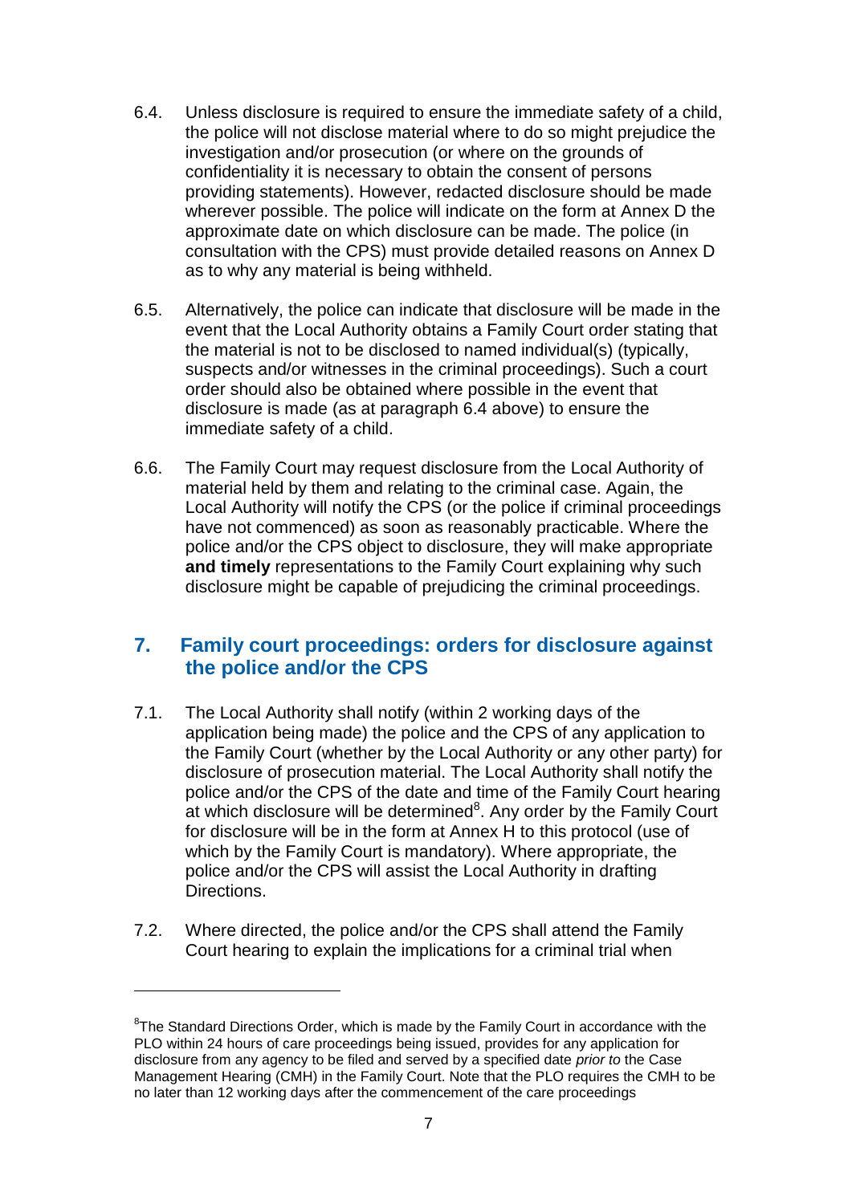6.4. Unless disclosure is required to ensure the immediate safety of a child, the police will not disclose material where to do so might prejudice the investigation and/or prosecution (or where on the grounds of confidentiality it is necessary to obtain the consent of persons providing statements). However, redacted disclosure should be made wherever possible. The police will indicate on the form at Annex D the approximate date on which disclosure can be made. The police (in consultation with the CPS) must provide detailed reasons on Annex D as to why any material is being withheld.

6.5. Alternatively, the police can indicate that disclosure will be made in the event that the Local Authority obtains a Family Court order stating that the material is not to be disclosed to named individual(s) (typically, suspects and/or witnesses in the criminal proceedings). Such a court order should also be obtained where possible in the event that disclosure is made (as at paragraph 6.4 above) to ensure the immediate safety of a child.

6.6. The Family Court may request disclosure from the Local Authority of material held by them and relating to the criminal case. Again, the Local Authority will notify the CPS (or the police if criminal proceedings have not commenced) as soon as reasonably practicable. Where the police and/or the CPS object to disclosure, they will make appropriate **and timely** representations to the Family Court explaining why such disclosure might be capable of prejudicing the criminal proceedings.

## 7. Family court proceedings: orders for disclosure against the police and/or the CPS

7.1. The Local Authority shall notify (within 2 working days of the application being made) the police and the CPS of any application to the Family Court (whether by the Local Authority or any other party) for disclosure of prosecution material. The Local Authority shall notify the police and/or the CPS of the date and time of the Family Court hearing at which disclosure will be determined[8]. Any order by the Family Court for disclosure will be in the form at Annex H to this protocol (use of which by the Family Court is mandatory). Where appropriate, the police and/or the CPS will assist the Local Authority in drafting Directions.

7.2. Where directed, the police and/or the CPS shall attend the Family Court hearing to explain the implications for a criminal trial when

[8]The Standard Directions Order, which is made by the Family Court in accordance with the PLO within 24 hours of care proceedings being issued, provides for any application for disclosure from any agency to be filed and served by a specified date *prior to* the Case Management Hearing (CMH) in the Family Court. Note that the PLO requires the CMH to be no later than 12 working days after the commencement of the care proceedings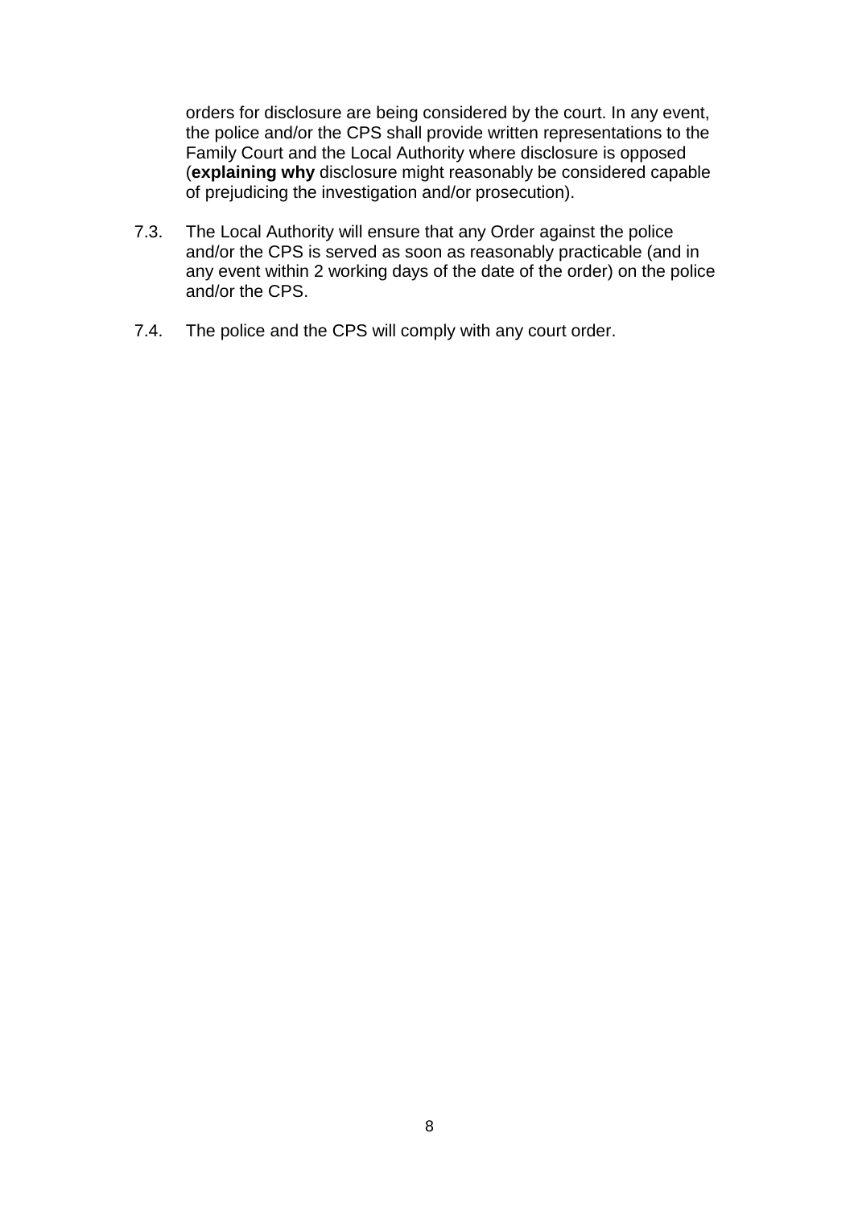orders for disclosure are being considered by the court. In any event, the police and/or the CPS shall provide written representations to the Family Court and the Local Authority where disclosure is opposed (**explaining why** disclosure might reasonably be considered capable of prejudicing the investigation and/or prosecution).

7.3. The Local Authority will ensure that any Order against the police and/or the CPS is served as soon as reasonably practicable (and in any event within 2 working days of the date of the order) on the police and/or the CPS.

7.4. The police and the CPS will comply with any court order.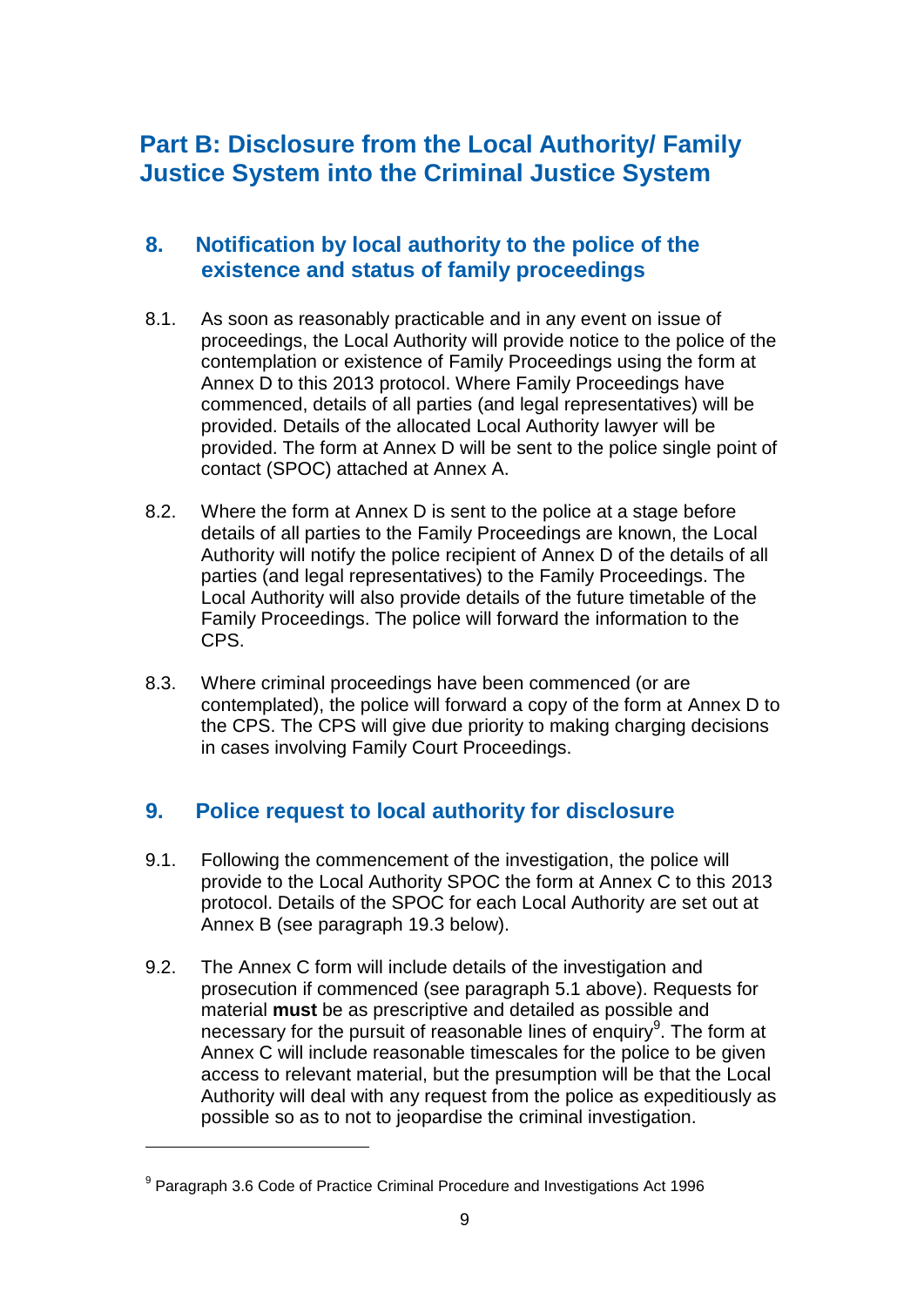## Part B: Disclosure from the Local Authority/ Family Justice System into the Criminal Justice System

### 8. Notification by local authority to the police of the existence and status of family proceedings

8.1. As soon as reasonably practicable and in any event on issue of proceedings, the Local Authority will provide notice to the police of the contemplation or existence of Family Proceedings using the form at Annex D to this 2013 protocol. Where Family Proceedings have commenced, details of all parties (and legal representatives) will be provided. Details of the allocated Local Authority lawyer will be provided. The form at Annex D will be sent to the police single point of contact (SPOC) attached at Annex A.

8.2. Where the form at Annex D is sent to the police at a stage before details of all parties to the Family Proceedings are known, the Local Authority will notify the police recipient of Annex D of the details of all parties (and legal representatives) to the Family Proceedings. The Local Authority will also provide details of the future timetable of the Family Proceedings. The police will forward the information to the CPS.

8.3. Where criminal proceedings have been commenced (or are contemplated), the police will forward a copy of the form at Annex D to the CPS. The CPS will give due priority to making charging decisions in cases involving Family Court Proceedings.

### 9. Police request to local authority for disclosure

9.1. Following the commencement of the investigation, the police will provide to the Local Authority SPOC the form at Annex C to this 2013 protocol. Details of the SPOC for each Local Authority are set out at Annex B (see paragraph 19.3 below).

9.2. The Annex C form will include details of the investigation and prosecution if commenced (see paragraph 5.1 above). Requests for material **must** be as prescriptive and detailed as possible and necessary for the pursuit of reasonable lines of enquiry[9]. The form at Annex C will include reasonable timescales for the police to be given access to relevant material, but the presumption will be that the Local Authority will deal with any request from the police as expeditiously as possible so as to not to jeopardise the criminal investigation.

---

[9] Paragraph 3.6 Code of Practice Criminal Procedure and Investigations Act 1996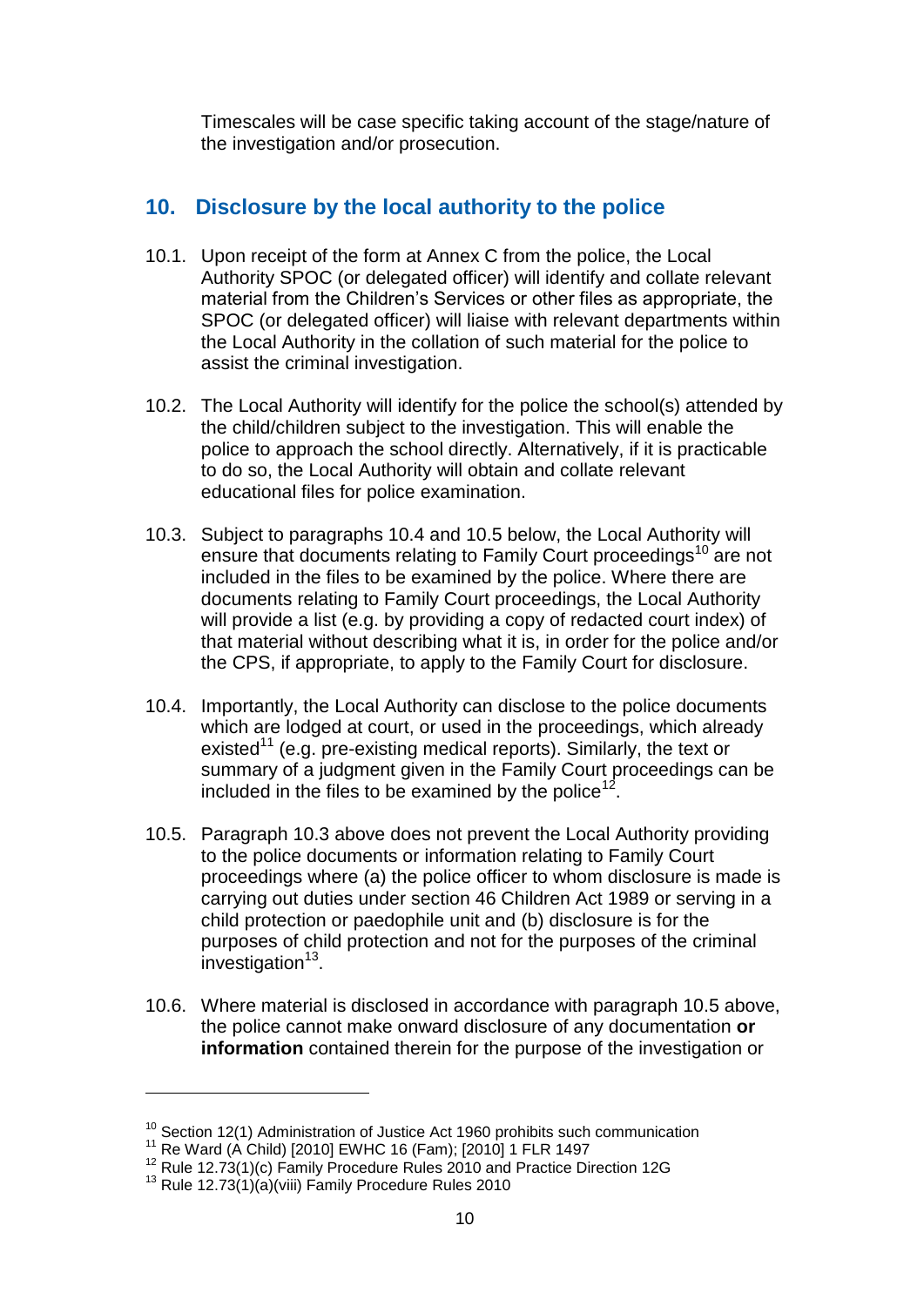Timescales will be case specific taking account of the stage/nature of the investigation and/or prosecution.

## 10. Disclosure by the local authority to the police

10.1. Upon receipt of the form at Annex C from the police, the Local Authority SPOC (or delegated officer) will identify and collate relevant material from the Children's Services or other files as appropriate, the SPOC (or delegated officer) will liaise with relevant departments within the Local Authority in the collation of such material for the police to assist the criminal investigation.

10.2. The Local Authority will identify for the police the school(s) attended by the child/children subject to the investigation. This will enable the police to approach the school directly. Alternatively, if it is practicable to do so, the Local Authority will obtain and collate relevant educational files for police examination.

10.3. Subject to paragraphs 10.4 and 10.5 below, the Local Authority will ensure that documents relating to Family Court proceedings[10] are not included in the files to be examined by the police. Where there are documents relating to Family Court proceedings, the Local Authority will provide a list (e.g. by providing a copy of redacted court index) of that material without describing what it is, in order for the police and/or the CPS, if appropriate, to apply to the Family Court for disclosure.

10.4. Importantly, the Local Authority can disclose to the police documents which are lodged at court, or used in the proceedings, which already existed[11] (e.g. pre-existing medical reports). Similarly, the text or summary of a judgment given in the Family Court proceedings can be included in the files to be examined by the police[12].

10.5. Paragraph 10.3 above does not prevent the Local Authority providing to the police documents or information relating to Family Court proceedings where (a) the police officer to whom disclosure is made is carrying out duties under section 46 Children Act 1989 or serving in a child protection or paedophile unit and (b) disclosure is for the purposes of child protection and not for the purposes of the criminal investigation[13].

10.6. Where material is disclosed in accordance with paragraph 10.5 above, the police cannot make onward disclosure of any documentation **or information** contained therein for the purpose of the investigation or

---

[10] Section 12(1) Administration of Justice Act 1960 prohibits such communication
[11] Re Ward (A Child) [2010] EWHC 16 (Fam); [2010] 1 FLR 1497
[12] Rule 12.73(1)(c) Family Procedure Rules 2010 and Practice Direction 12G
[13] Rule 12.73(1)(a)(viii) Family Procedure Rules 2010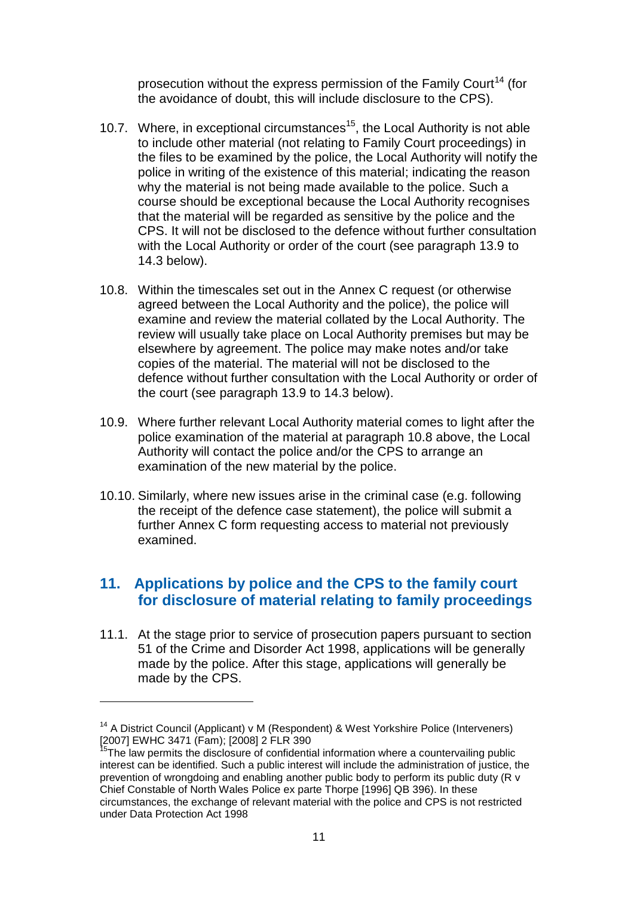prosecution without the express permission of the Family Court[14] (for the avoidance of doubt, this will include disclosure to the CPS).

10.7. Where, in exceptional circumstances[15], the Local Authority is not able to include other material (not relating to Family Court proceedings) in the files to be examined by the police, the Local Authority will notify the police in writing of the existence of this material; indicating the reason why the material is not being made available to the police. Such a course should be exceptional because the Local Authority recognises that the material will be regarded as sensitive by the police and the CPS. It will not be disclosed to the defence without further consultation with the Local Authority or order of the court (see paragraph 13.9 to 14.3 below).

10.8. Within the timescales set out in the Annex C request (or otherwise agreed between the Local Authority and the police), the police will examine and review the material collated by the Local Authority. The review will usually take place on Local Authority premises but may be elsewhere by agreement. The police may make notes and/or take copies of the material. The material will not be disclosed to the defence without further consultation with the Local Authority or order of the court (see paragraph 13.9 to 14.3 below).

10.9. Where further relevant Local Authority material comes to light after the police examination of the material at paragraph 10.8 above, the Local Authority will contact the police and/or the CPS to arrange an examination of the new material by the police.

10.10. Similarly, where new issues arise in the criminal case (e.g. following the receipt of the defence case statement), the police will submit a further Annex C form requesting access to material not previously examined.

## 11. Applications by police and the CPS to the family court for disclosure of material relating to family proceedings

11.1. At the stage prior to service of prosecution papers pursuant to section 51 of the Crime and Disorder Act 1998, applications will be generally made by the police. After this stage, applications will generally be made by the CPS.

---

[14] A District Council (Applicant) v M (Respondent) & West Yorkshire Police (Interveners) [2007] EWHC 3471 (Fam); [2008] 2 FLR 390

[15] The law permits the disclosure of confidential information where a countervailing public interest can be identified. Such a public interest will include the administration of justice, the prevention of wrongdoing and enabling another public body to perform its public duty (R v Chief Constable of North Wales Police ex parte Thorpe [1996] QB 396). In these circumstances, the exchange of relevant material with the police and CPS is not restricted under Data Protection Act 1998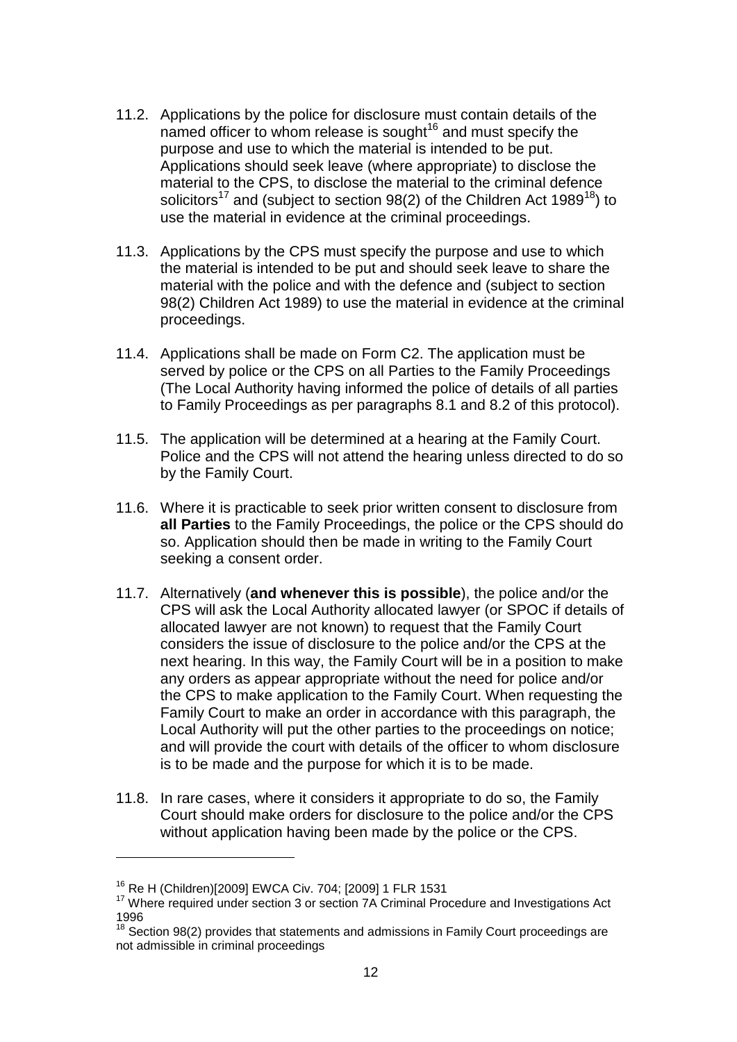11.2. Applications by the police for disclosure must contain details of the named officer to whom release is sought[16] and must specify the purpose and use to which the material is intended to be put. Applications should seek leave (where appropriate) to disclose the material to the CPS, to disclose the material to the criminal defence solicitors[17] and (subject to section 98(2) of the Children Act 1989[18]) to use the material in evidence at the criminal proceedings.

11.3. Applications by the CPS must specify the purpose and use to which the material is intended to be put and should seek leave to share the material with the police and with the defence and (subject to section 98(2) Children Act 1989) to use the material in evidence at the criminal proceedings.

11.4. Applications shall be made on Form C2. The application must be served by police or the CPS on all Parties to the Family Proceedings (The Local Authority having informed the police of details of all parties to Family Proceedings as per paragraphs 8.1 and 8.2 of this protocol).

11.5. The application will be determined at a hearing at the Family Court. Police and the CPS will not attend the hearing unless directed to do so by the Family Court.

11.6. Where it is practicable to seek prior written consent to disclosure from **all Parties** to the Family Proceedings, the police or the CPS should do so. Application should then be made in writing to the Family Court seeking a consent order.

11.7. Alternatively (**and whenever this is possible**), the police and/or the CPS will ask the Local Authority allocated lawyer (or SPOC if details of allocated lawyer are not known) to request that the Family Court considers the issue of disclosure to the police and/or the CPS at the next hearing. In this way, the Family Court will be in a position to make any orders as appear appropriate without the need for police and/or the CPS to make application to the Family Court. When requesting the Family Court to make an order in accordance with this paragraph, the Local Authority will put the other parties to the proceedings on notice; and will provide the court with details of the officer to whom disclosure is to be made and the purpose for which it is to be made.

11.8. In rare cases, where it considers it appropriate to do so, the Family Court should make orders for disclosure to the police and/or the CPS without application having been made by the police or the CPS.

---

[16] Re H (Children)[2009] EWCA Civ. 704; [2009] 1 FLR 1531

[17] Where required under section 3 or section 7A Criminal Procedure and Investigations Act 1996

[18] Section 98(2) provides that statements and admissions in Family Court proceedings are not admissible in criminal proceedings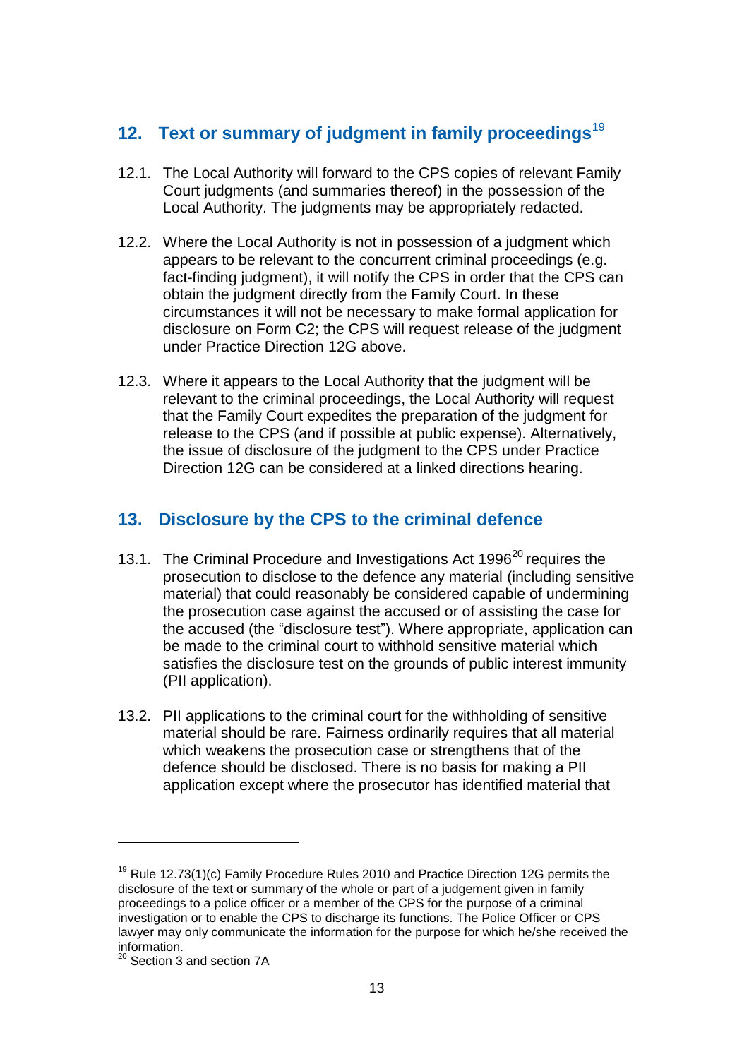## 12. Text or summary of judgment in family proceedings[19]

12.1. The Local Authority will forward to the CPS copies of relevant Family Court judgments (and summaries thereof) in the possession of the Local Authority. The judgments may be appropriately redacted.

12.2. Where the Local Authority is not in possession of a judgment which appears to be relevant to the concurrent criminal proceedings (e.g. fact-finding judgment), it will notify the CPS in order that the CPS can obtain the judgment directly from the Family Court. In these circumstances it will not be necessary to make formal application for disclosure on Form C2; the CPS will request release of the judgment under Practice Direction 12G above.

12.3. Where it appears to the Local Authority that the judgment will be relevant to the criminal proceedings, the Local Authority will request that the Family Court expedites the preparation of the judgment for release to the CPS (and if possible at public expense). Alternatively, the issue of disclosure of the judgment to the CPS under Practice Direction 12G can be considered at a linked directions hearing.

## 13. Disclosure by the CPS to the criminal defence

13.1. The Criminal Procedure and Investigations Act 1996[20] requires the prosecution to disclose to the defence any material (including sensitive material) that could reasonably be considered capable of undermining the prosecution case against the accused or of assisting the case for the accused (the "disclosure test"). Where appropriate, application can be made to the criminal court to withhold sensitive material which satisfies the disclosure test on the grounds of public interest immunity (PII application).

13.2. PII applications to the criminal court for the withholding of sensitive material should be rare. Fairness ordinarily requires that all material which weakens the prosecution case or strengthens that of the defence should be disclosed. There is no basis for making a PII application except where the prosecutor has identified material that

---

[19] Rule 12.73(1)(c) Family Procedure Rules 2010 and Practice Direction 12G permits the disclosure of the text or summary of the whole or part of a judgement given in family proceedings to a police officer or a member of the CPS for the purpose of a criminal investigation or to enable the CPS to discharge its functions. The Police Officer or CPS lawyer may only communicate the information for the purpose for which he/she received the information.

[20] Section 3 and section 7A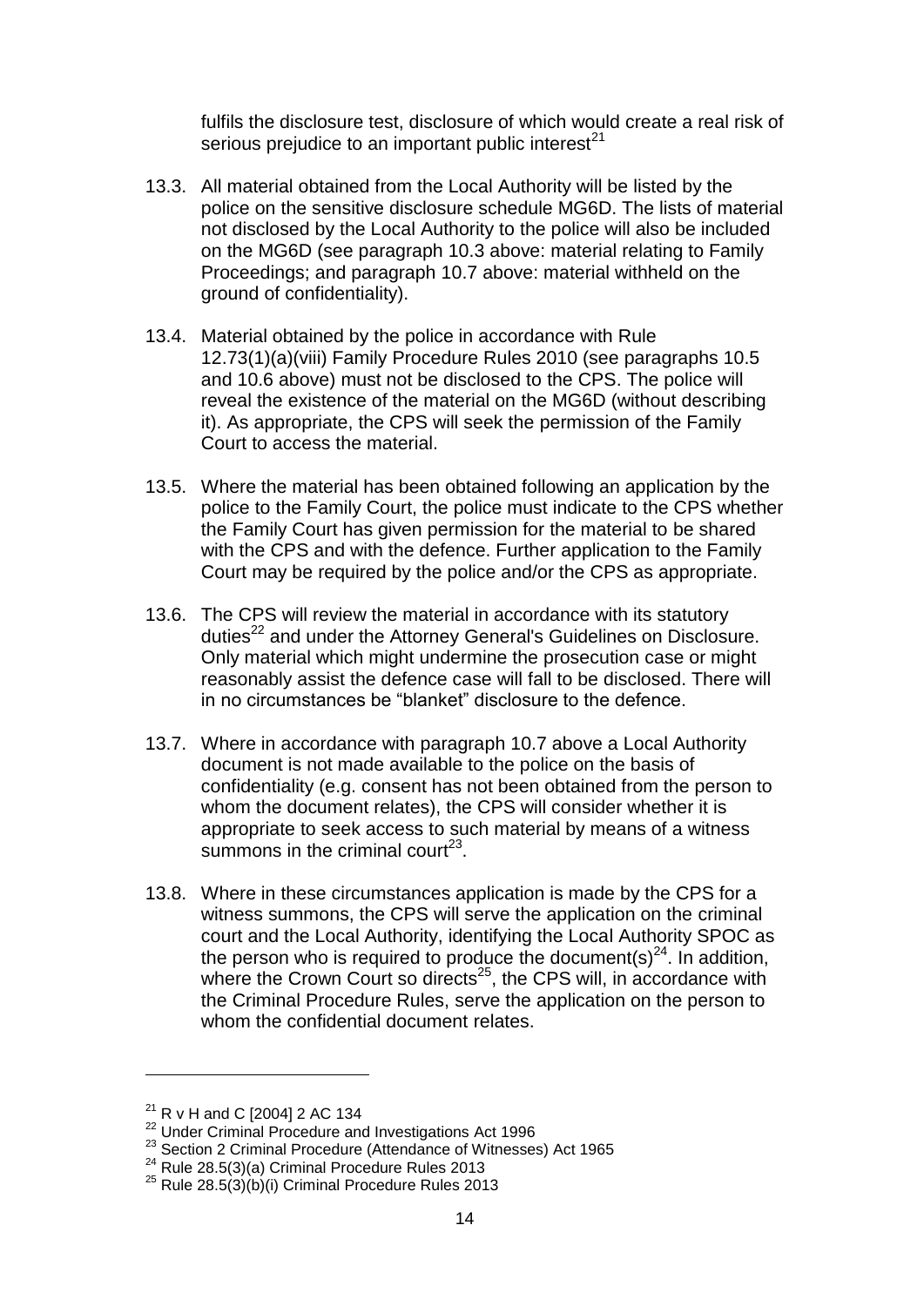fulfils the disclosure test, disclosure of which would create a real risk of serious prejudice to an important public interest[21]

13.3. All material obtained from the Local Authority will be listed by the police on the sensitive disclosure schedule MG6D. The lists of material not disclosed by the Local Authority to the police will also be included on the MG6D (see paragraph 10.3 above: material relating to Family Proceedings; and paragraph 10.7 above: material withheld on the ground of confidentiality).

13.4. Material obtained by the police in accordance with Rule 12.73(1)(a)(viii) Family Procedure Rules 2010 (see paragraphs 10.5 and 10.6 above) must not be disclosed to the CPS. The police will reveal the existence of the material on the MG6D (without describing it). As appropriate, the CPS will seek the permission of the Family Court to access the material.

13.5. Where the material has been obtained following an application by the police to the Family Court, the police must indicate to the CPS whether the Family Court has given permission for the material to be shared with the CPS and with the defence. Further application to the Family Court may be required by the police and/or the CPS as appropriate.

13.6. The CPS will review the material in accordance with its statutory duties[22] and under the Attorney General's Guidelines on Disclosure. Only material which might undermine the prosecution case or might reasonably assist the defence case will fall to be disclosed. There will in no circumstances be "blanket" disclosure to the defence.

13.7. Where in accordance with paragraph 10.7 above a Local Authority document is not made available to the police on the basis of confidentiality (e.g. consent has not been obtained from the person to whom the document relates), the CPS will consider whether it is appropriate to seek access to such material by means of a witness summons in the criminal court[23].

13.8. Where in these circumstances application is made by the CPS for a witness summons, the CPS will serve the application on the criminal court and the Local Authority, identifying the Local Authority SPOC as the person who is required to produce the document(s)[24]. In addition, where the Crown Court so directs[25], the CPS will, in accordance with the Criminal Procedure Rules, serve the application on the person to whom the confidential document relates.

---

[21] R v H and C [2004] 2 AC 134

[22] Under Criminal Procedure and Investigations Act 1996

[23] Section 2 Criminal Procedure (Attendance of Witnesses) Act 1965

[24] Rule 28.5(3)(a) Criminal Procedure Rules 2013

[25] Rule 28.5(3)(b)(i) Criminal Procedure Rules 2013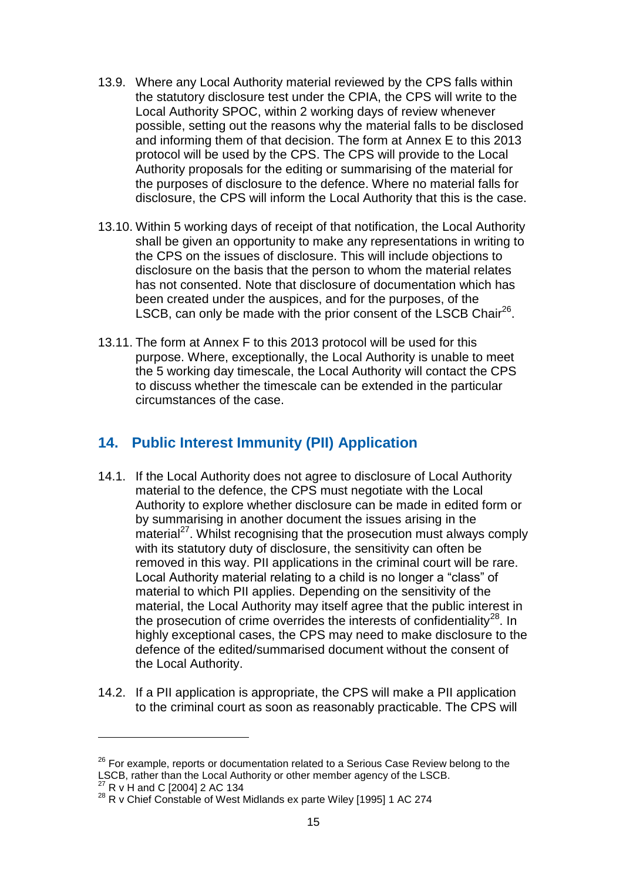13.9. Where any Local Authority material reviewed by the CPS falls within the statutory disclosure test under the CPIA, the CPS will write to the Local Authority SPOC, within 2 working days of review whenever possible, setting out the reasons why the material falls to be disclosed and informing them of that decision. The form at Annex E to this 2013 protocol will be used by the CPS. The CPS will provide to the Local Authority proposals for the editing or summarising of the material for the purposes of disclosure to the defence. Where no material falls for disclosure, the CPS will inform the Local Authority that this is the case.

13.10. Within 5 working days of receipt of that notification, the Local Authority shall be given an opportunity to make any representations in writing to the CPS on the issues of disclosure. This will include objections to disclosure on the basis that the person to whom the material relates has not consented. Note that disclosure of documentation which has been created under the auspices, and for the purposes, of the LSCB, can only be made with the prior consent of the LSCB Chair[26].

13.11. The form at Annex F to this 2013 protocol will be used for this purpose. Where, exceptionally, the Local Authority is unable to meet the 5 working day timescale, the Local Authority will contact the CPS to discuss whether the timescale can be extended in the particular circumstances of the case.

## 14. Public Interest Immunity (PII) Application

14.1. If the Local Authority does not agree to disclosure of Local Authority material to the defence, the CPS must negotiate with the Local Authority to explore whether disclosure can be made in edited form or by summarising in another document the issues arising in the material[27]. Whilst recognising that the prosecution must always comply with its statutory duty of disclosure, the sensitivity can often be removed in this way. PII applications in the criminal court will be rare. Local Authority material relating to a child is no longer a "class" of material to which PII applies. Depending on the sensitivity of the material, the Local Authority may itself agree that the public interest in the prosecution of crime overrides the interests of confidentiality[28]. In highly exceptional cases, the CPS may need to make disclosure to the defence of the edited/summarised document without the consent of the Local Authority.

14.2. If a PII application is appropriate, the CPS will make a PII application to the criminal court as soon as reasonably practicable. The CPS will

---

[26] For example, reports or documentation related to a Serious Case Review belong to the LSCB, rather than the Local Authority or other member agency of the LSCB.

[27] R v H and C [2004] 2 AC 134

[28] R v Chief Constable of West Midlands ex parte Wiley [1995] 1 AC 274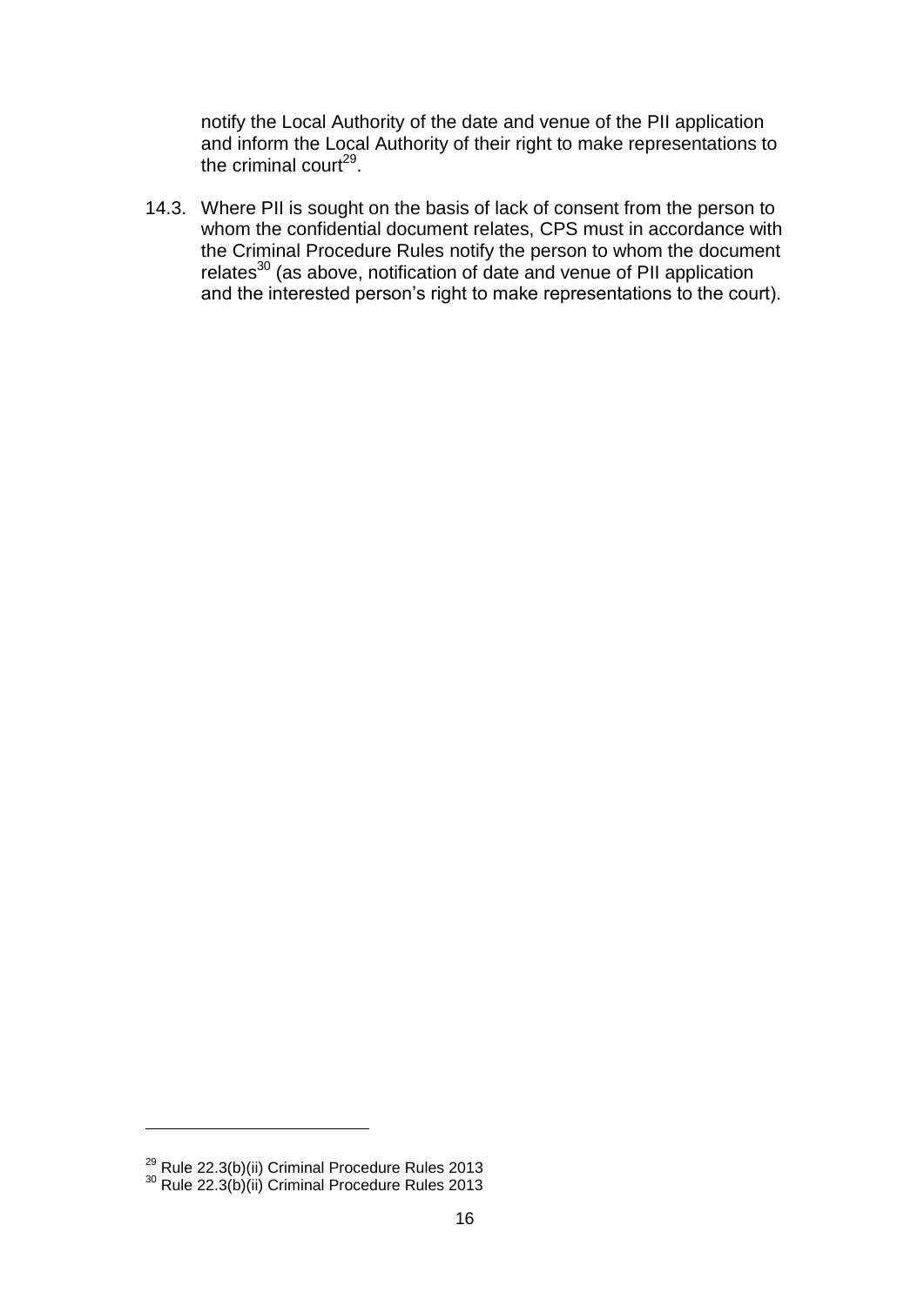notify the Local Authority of the date and venue of the PII application and inform the Local Authority of their right to make representations to the criminal court[29].

14.3. Where PII is sought on the basis of lack of consent from the person to whom the confidential document relates, CPS must in accordance with the Criminal Procedure Rules notify the person to whom the document relates[30] (as above, notification of date and venue of PII application and the interested person's right to make representations to the court).

---

[29] Rule 22.3(b)(ii) Criminal Procedure Rules 2013

[30] Rule 22.3(b)(ii) Criminal Procedure Rules 2013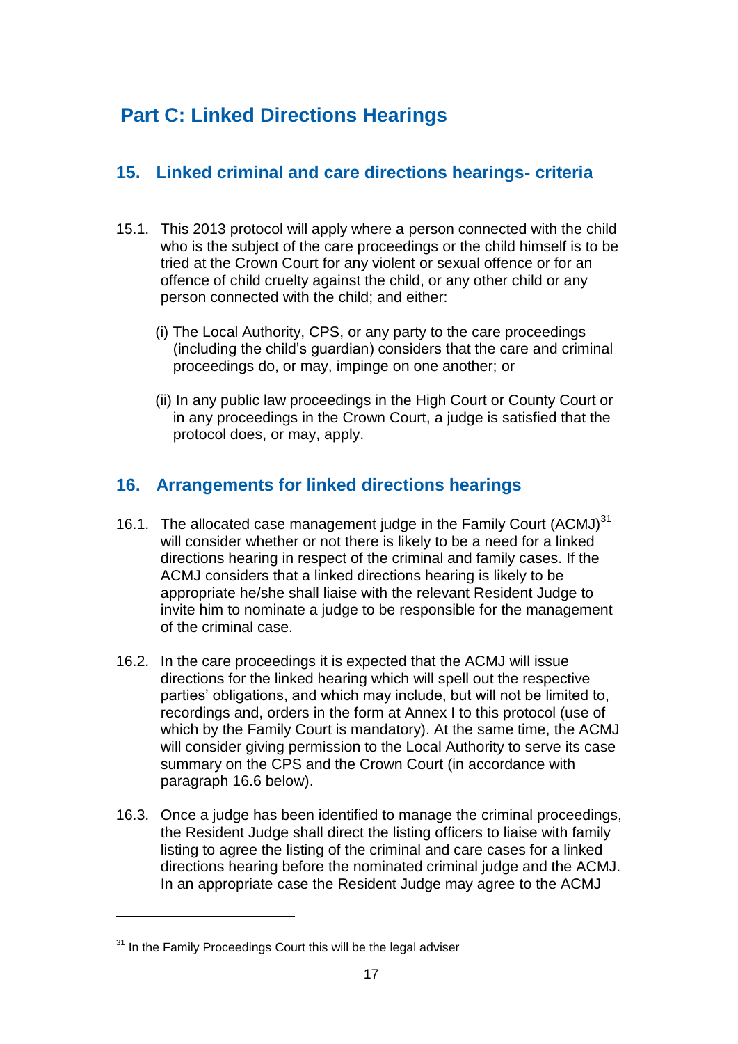# Part C: Linked Directions Hearings

## 15. Linked criminal and care directions hearings- criteria

15.1. This 2013 protocol will apply where a person connected with the child who is the subject of the care proceedings or the child himself is to be tried at the Crown Court for any violent or sexual offence or for an offence of child cruelty against the child, or any other child or any person connected with the child; and either:

(i) The Local Authority, CPS, or any party to the care proceedings (including the child's guardian) considers that the care and criminal proceedings do, or may, impinge on one another; or

(ii) In any public law proceedings in the High Court or County Court or in any proceedings in the Crown Court, a judge is satisfied that the protocol does, or may, apply.

## 16. Arrangements for linked directions hearings

16.1. The allocated case management judge in the Family Court (ACMJ)[31] will consider whether or not there is likely to be a need for a linked directions hearing in respect of the criminal and family cases. If the ACMJ considers that a linked directions hearing is likely to be appropriate he/she shall liaise with the relevant Resident Judge to invite him to nominate a judge to be responsible for the management of the criminal case.

16.2. In the care proceedings it is expected that the ACMJ will issue directions for the linked hearing which will spell out the respective parties' obligations, and which may include, but will not be limited to, recordings and, orders in the form at Annex I to this protocol (use of which by the Family Court is mandatory). At the same time, the ACMJ will consider giving permission to the Local Authority to serve its case summary on the CPS and the Crown Court (in accordance with paragraph 16.6 below).

16.3. Once a judge has been identified to manage the criminal proceedings, the Resident Judge shall direct the listing officers to liaise with family listing to agree the listing of the criminal and care cases for a linked directions hearing before the nominated criminal judge and the ACMJ. In an appropriate case the Resident Judge may agree to the ACMJ

[31] In the Family Proceedings Court this will be the legal adviser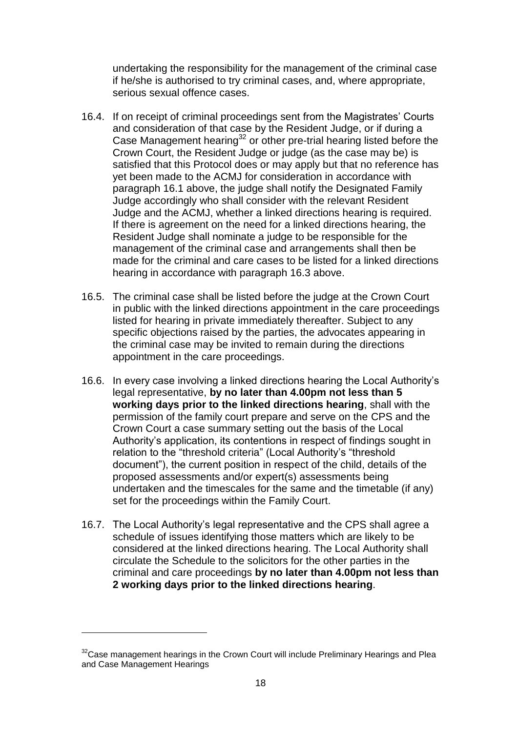undertaking the responsibility for the management of the criminal case if he/she is authorised to try criminal cases, and, where appropriate, serious sexual offence cases.

16.4. If on receipt of criminal proceedings sent from the Magistrates' Courts and consideration of that case by the Resident Judge, or if during a Case Management hearing[32] or other pre-trial hearing listed before the Crown Court, the Resident Judge or judge (as the case may be) is satisfied that this Protocol does or may apply but that no reference has yet been made to the ACMJ for consideration in accordance with paragraph 16.1 above, the judge shall notify the Designated Family Judge accordingly who shall consider with the relevant Resident Judge and the ACMJ, whether a linked directions hearing is required. If there is agreement on the need for a linked directions hearing, the Resident Judge shall nominate a judge to be responsible for the management of the criminal case and arrangements shall then be made for the criminal and care cases to be listed for a linked directions hearing in accordance with paragraph 16.3 above.

16.5. The criminal case shall be listed before the judge at the Crown Court in public with the linked directions appointment in the care proceedings listed for hearing in private immediately thereafter. Subject to any specific objections raised by the parties, the advocates appearing in the criminal case may be invited to remain during the directions appointment in the care proceedings.

16.6. In every case involving a linked directions hearing the Local Authority's legal representative, **by no later than 4.00pm not less than 5 working days prior to the linked directions hearing**, shall with the permission of the family court prepare and serve on the CPS and the Crown Court a case summary setting out the basis of the Local Authority's application, its contentions in respect of findings sought in relation to the "threshold criteria" (Local Authority's "threshold document"), the current position in respect of the child, details of the proposed assessments and/or expert(s) assessments being undertaken and the timescales for the same and the timetable (if any) set for the proceedings within the Family Court.

16.7. The Local Authority's legal representative and the CPS shall agree a schedule of issues identifying those matters which are likely to be considered at the linked directions hearing. The Local Authority shall circulate the Schedule to the solicitors for the other parties in the criminal and care proceedings **by no later than 4.00pm not less than 2 working days prior to the linked directions hearing**.

[32] Case management hearings in the Crown Court will include Preliminary Hearings and Plea and Case Management Hearings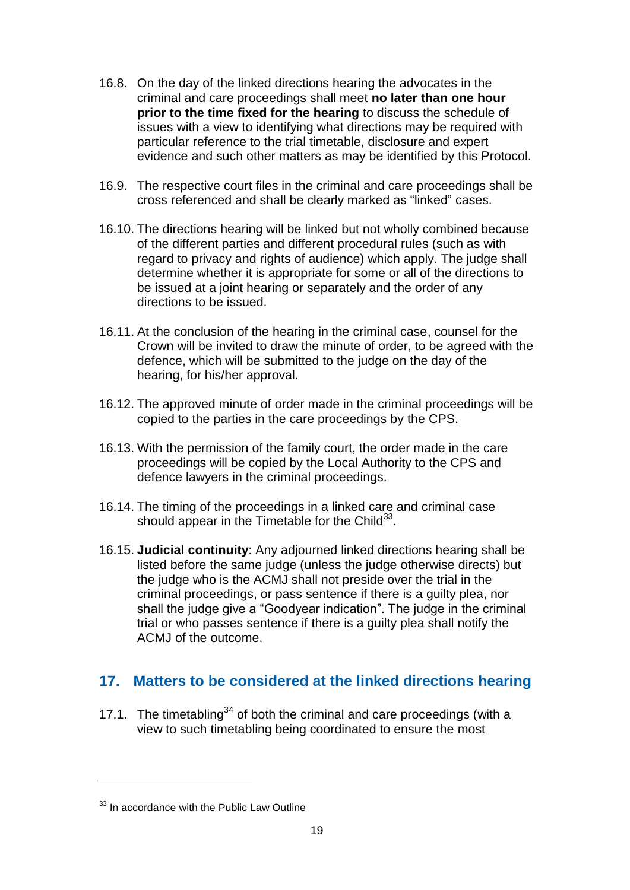16.8. On the day of the linked directions hearing the advocates in the criminal and care proceedings shall meet **no later than one hour prior to the time fixed for the hearing** to discuss the schedule of issues with a view to identifying what directions may be required with particular reference to the trial timetable, disclosure and expert evidence and such other matters as may be identified by this Protocol.

16.9. The respective court files in the criminal and care proceedings shall be cross referenced and shall be clearly marked as "linked" cases.

16.10. The directions hearing will be linked but not wholly combined because of the different parties and different procedural rules (such as with regard to privacy and rights of audience) which apply. The judge shall determine whether it is appropriate for some or all of the directions to be issued at a joint hearing or separately and the order of any directions to be issued.

16.11. At the conclusion of the hearing in the criminal case, counsel for the Crown will be invited to draw the minute of order, to be agreed with the defence, which will be submitted to the judge on the day of the hearing, for his/her approval.

16.12. The approved minute of order made in the criminal proceedings will be copied to the parties in the care proceedings by the CPS.

16.13. With the permission of the family court, the order made in the care proceedings will be copied by the Local Authority to the CPS and defence lawyers in the criminal proceedings.

16.14. The timing of the proceedings in a linked care and criminal case should appear in the Timetable for the Child[33].

16.15. **Judicial continuity**: Any adjourned linked directions hearing shall be listed before the same judge (unless the judge otherwise directs) but the judge who is the ACMJ shall not preside over the trial in the criminal proceedings, or pass sentence if there is a guilty plea, nor shall the judge give a "Goodyear indication". The judge in the criminal trial or who passes sentence if there is a guilty plea shall notify the ACMJ of the outcome.

## 17. Matters to be considered at the linked directions hearing

17.1. The timetabling[34] of both the criminal and care proceedings (with a view to such timetabling being coordinated to ensure the most

[33] In accordance with the Public Law Outline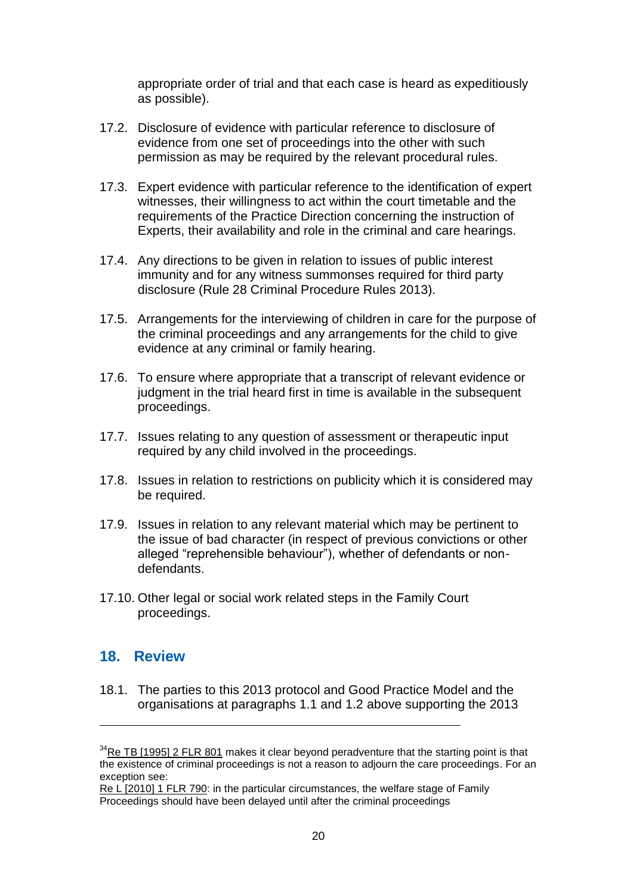appropriate order of trial and that each case is heard as expeditiously as possible).

17.2. Disclosure of evidence with particular reference to disclosure of evidence from one set of proceedings into the other with such permission as may be required by the relevant procedural rules.

17.3. Expert evidence with particular reference to the identification of expert witnesses, their willingness to act within the court timetable and the requirements of the Practice Direction concerning the instruction of Experts, their availability and role in the criminal and care hearings.

17.4. Any directions to be given in relation to issues of public interest immunity and for any witness summonses required for third party disclosure (Rule 28 Criminal Procedure Rules 2013).

17.5. Arrangements for the interviewing of children in care for the purpose of the criminal proceedings and any arrangements for the child to give evidence at any criminal or family hearing.

17.6. To ensure where appropriate that a transcript of relevant evidence or judgment in the trial heard first in time is available in the subsequent proceedings.

17.7. Issues relating to any question of assessment or therapeutic input required by any child involved in the proceedings.

17.8. Issues in relation to restrictions on publicity which it is considered may be required.

17.9. Issues in relation to any relevant material which may be pertinent to the issue of bad character (in respect of previous convictions or other alleged "reprehensible behaviour"), whether of defendants or non-defendants.

17.10. Other legal or social work related steps in the Family Court proceedings.

## 18. Review

18.1. The parties to this 2013 protocol and Good Practice Model and the organisations at paragraphs 1.1 and 1.2 above supporting the 2013

---

[34] Re TB [1995] 2 FLR 801 makes it clear beyond peradventure that the starting point is that the existence of criminal proceedings is not a reason to adjourn the care proceedings. For an exception see:
Re L [2010] 1 FLR 790: in the particular circumstances, the welfare stage of Family Proceedings should have been delayed until after the criminal proceedings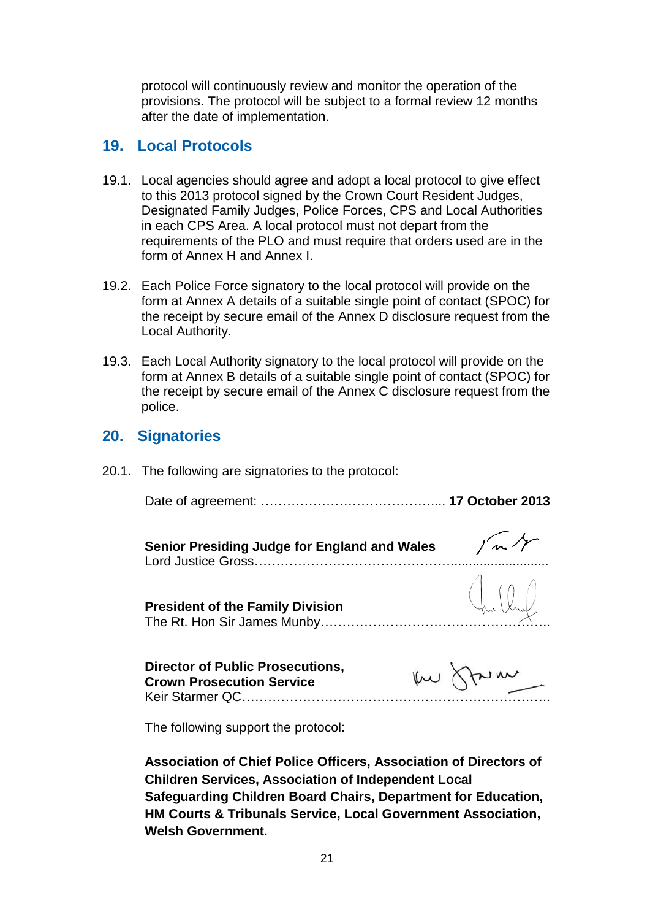protocol will continuously review and monitor the operation of the provisions. The protocol will be subject to a formal review 12 months after the date of implementation.

## 19. Local Protocols

19.1. Local agencies should agree and adopt a local protocol to give effect to this 2013 protocol signed by the Crown Court Resident Judges, Designated Family Judges, Police Forces, CPS and Local Authorities in each CPS Area. A local protocol must not depart from the requirements of the PLO and must require that orders used are in the form of Annex H and Annex I.

19.2. Each Police Force signatory to the local protocol will provide on the form at Annex A details of a suitable single point of contact (SPOC) for the receipt by secure email of the Annex D disclosure request from the Local Authority.

19.3. Each Local Authority signatory to the local protocol will provide on the form at Annex B details of a suitable single point of contact (SPOC) for the receipt by secure email of the Annex C disclosure request from the police.

## 20. Signatories

20.1. The following are signatories to the protocol:

Date of agreement: ………………………………….... **17 October 2013**

**Senior Presiding Judge for England and Wales**
Lord Justice Gross……………………………………..........................

**President of the Family Division**
The Rt. Hon Sir James Munby…………………………………………..

**Director of Public Prosecutions, Crown Prosecution Service**
Keir Starmer QC………………………………………………………..

The following support the protocol:

**Association of Chief Police Officers, Association of Directors of Children Services, Association of Independent Local Safeguarding Children Board Chairs, Department for Education, HM Courts & Tribunals Service, Local Government Association, Welsh Government.**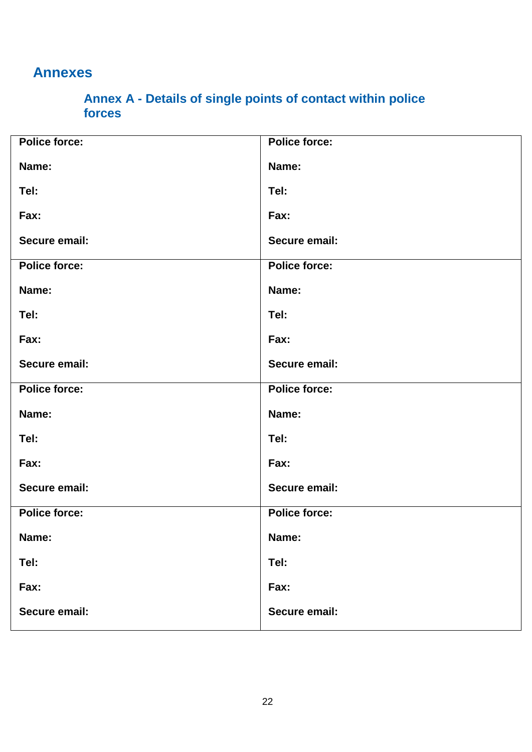# Annexes

## Annex A - Details of single points of contact within police forces

| | |
|---|---|
| **Police force:**<br><br>**Name:**<br><br>**Tel:**<br><br>**Fax:**<br><br>**Secure email:** | **Police force:**<br><br>**Name:**<br><br>**Tel:**<br><br>**Fax:**<br><br>**Secure email:** |
| **Police force:**<br><br>**Name:**<br><br>**Tel:**<br><br>**Fax:**<br><br>**Secure email:** | **Police force:**<br><br>**Name:**<br><br>**Tel:**<br><br>**Fax:**<br><br>**Secure email:** |
| **Police force:**<br><br>**Name:**<br><br>**Tel:**<br><br>**Fax:**<br><br>**Secure email:** | **Police force:**<br><br>**Name:**<br><br>**Tel:**<br><br>**Fax:**<br><br>**Secure email:** |
| **Police force:**<br><br>**Name:**<br><br>**Tel:**<br><br>**Fax:**<br><br>**Secure email:** | **Police force:**<br><br>**Name:**<br><br>**Tel:**<br><br>**Fax:**<br><br>**Secure email:** |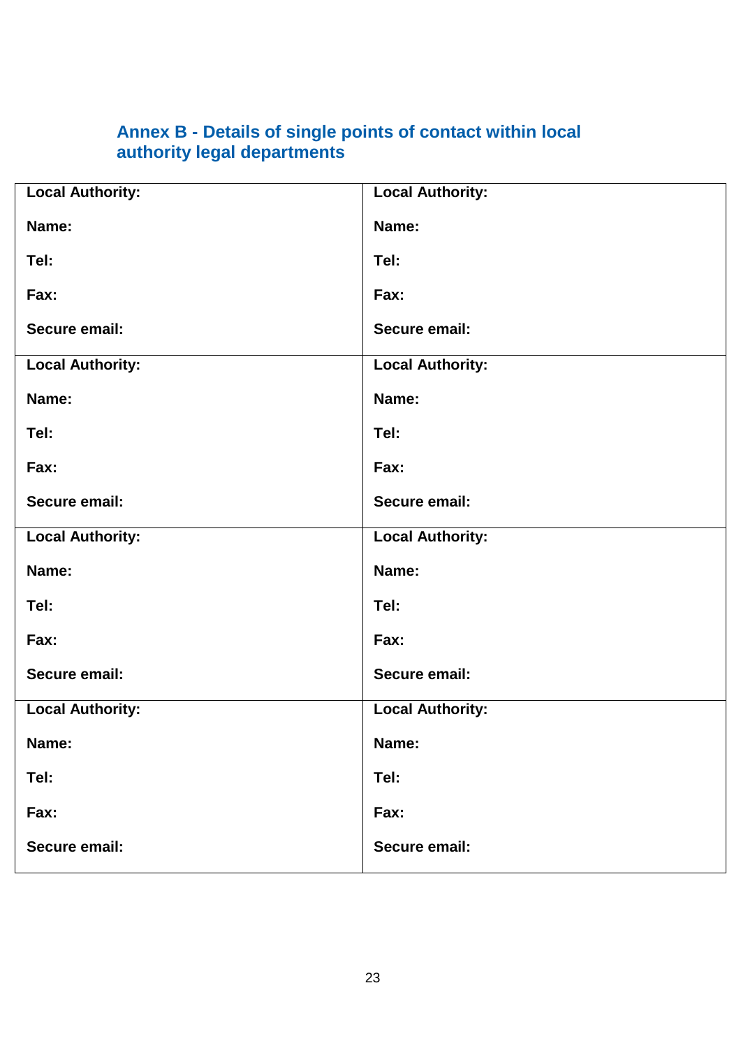## Annex B - Details of single points of contact within local authority legal departments

| | |
|---|---|
| **Local Authority:**<br><br>**Name:**<br><br>**Tel:**<br><br>**Fax:**<br><br>**Secure email:** | **Local Authority:**<br><br>**Name:**<br><br>**Tel:**<br><br>**Fax:**<br><br>**Secure email:** |
| **Local Authority:**<br><br>**Name:**<br><br>**Tel:**<br><br>**Fax:**<br><br>**Secure email:** | **Local Authority:**<br><br>**Name:**<br><br>**Tel:**<br><br>**Fax:**<br><br>**Secure email:** |
| **Local Authority:**<br><br>**Name:**<br><br>**Tel:**<br><br>**Fax:**<br><br>**Secure email:** | **Local Authority:**<br><br>**Name:**<br><br>**Tel:**<br><br>**Fax:**<br><br>**Secure email:** |
| **Local Authority:**<br><br>**Name:**<br><br>**Tel:**<br><br>**Fax:**<br><br>**Secure email:** | **Local Authority:**<br><br>**Name:**<br><br>**Tel:**<br><br>**Fax:**<br><br>**Secure email:** |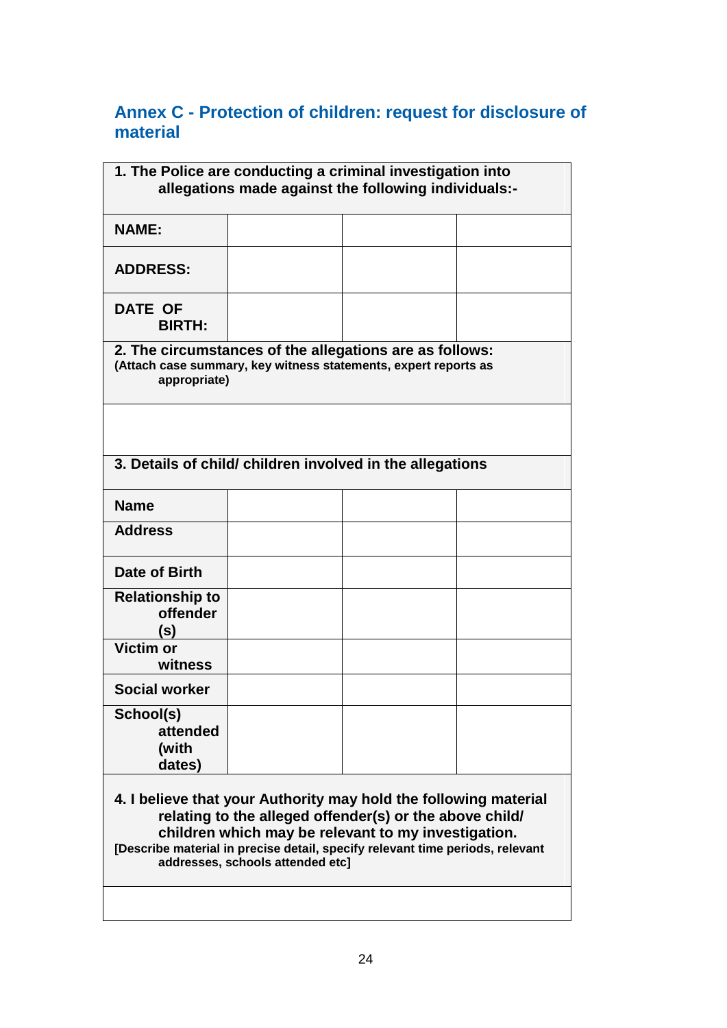## Annex C - Protection of children: request for disclosure of material

**1. The Police are conducting a criminal investigation into allegations made against the following individuals:-**

| | | | |
|---|---|---|---|
| **NAME:** | | | |
| **ADDRESS:** | | | |
| **DATE OF BIRTH:** | | | |

**2. The circumstances of the allegations are as follows:**
**(Attach case summary, key witness statements, expert reports as appropriate)**

**3. Details of child/ children involved in the allegations**

| | | | |
|---|---|---|---|
| **Name** | | | |
| **Address** | | | |
| **Date of Birth** | | | |
| **Relationship to offender (s)** | | | |
| **Victim or witness** | | | |
| **Social worker** | | | |
| **School(s) attended (with dates)** | | | |

**4. I believe that your Authority may hold the following material relating to the alleged offender(s) or the above child/ children which may be relevant to my investigation.**
**[Describe material in precise detail, specify relevant time periods, relevant addresses, schools attended etc]**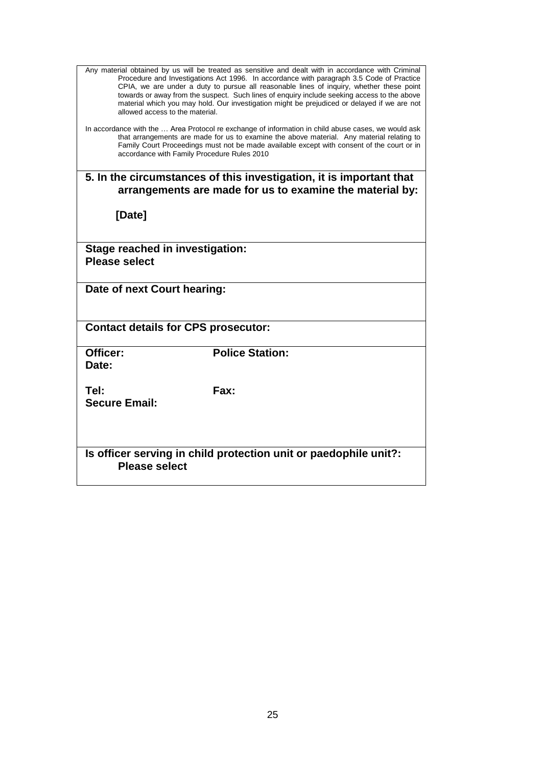Any material obtained by us will be treated as sensitive and dealt with in accordance with Criminal Procedure and Investigations Act 1996. In accordance with paragraph 3.5 Code of Practice CPIA, we are under a duty to pursue all reasonable lines of inquiry, whether these point towards or away from the suspect. Such lines of enquiry include seeking access to the above material which you may hold. Our investigation might be prejudiced or delayed if we are not allowed access to the material.

In accordance with the … Area Protocol re exchange of information in child abuse cases, we would ask that arrangements are made for us to examine the above material. Any material relating to Family Court Proceedings must not be made available except with consent of the court or in accordance with Family Procedure Rules 2010

**5. In the circumstances of this investigation, it is important that arrangements are made for us to examine the material by:**

**[Date]**

**Stage reached in investigation:**
**Please select**

**Date of next Court hearing:**

**Contact details for CPS prosecutor:**

**Officer:** **Police Station:**
**Date:**

**Tel:** **Fax:**
**Secure Email:**

**Is officer serving in child protection unit or paedophile unit?:**
**Please select**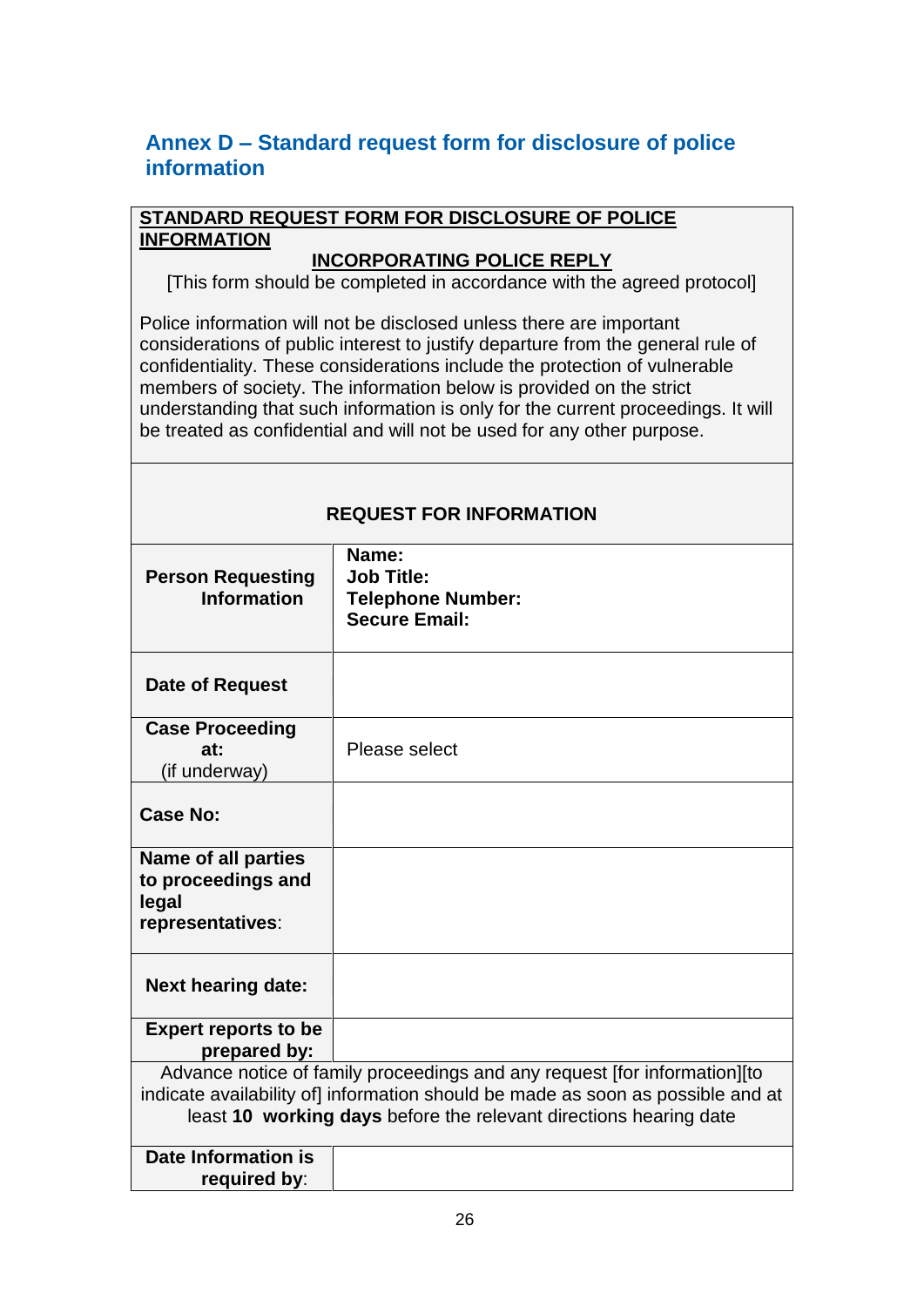## Annex D – Standard request form for disclosure of police information

**STANDARD REQUEST FORM FOR DISCLOSURE OF POLICE INFORMATION**

**INCORPORATING POLICE REPLY**

[This form should be completed in accordance with the agreed protocol]

Police information will not be disclosed unless there are important considerations of public interest to justify departure from the general rule of confidentiality. These considerations include the protection of vulnerable members of society. The information below is provided on the strict understanding that such information is only for the current proceedings. It will be treated as confidential and will not be used for any other purpose.

**REQUEST FOR INFORMATION**

| | |
|---|---|
| **Person Requesting Information** | **Name:**<br>**Job Title:**<br>**Telephone Number:**<br>**Secure Email:** |
| **Date of Request** | |
| **Case Proceeding at:** (if underway) | Please select |
| **Case No:** | |
| **Name of all parties to proceedings and legal representatives**: | |
| **Next hearing date:** | |
| **Expert reports to be prepared by:** | |
| Advance notice of family proceedings and any request [for information][to indicate availability of] information should be made as soon as possible and at least **10 working days** before the relevant directions hearing date | |
| **Date Information is required by**: | |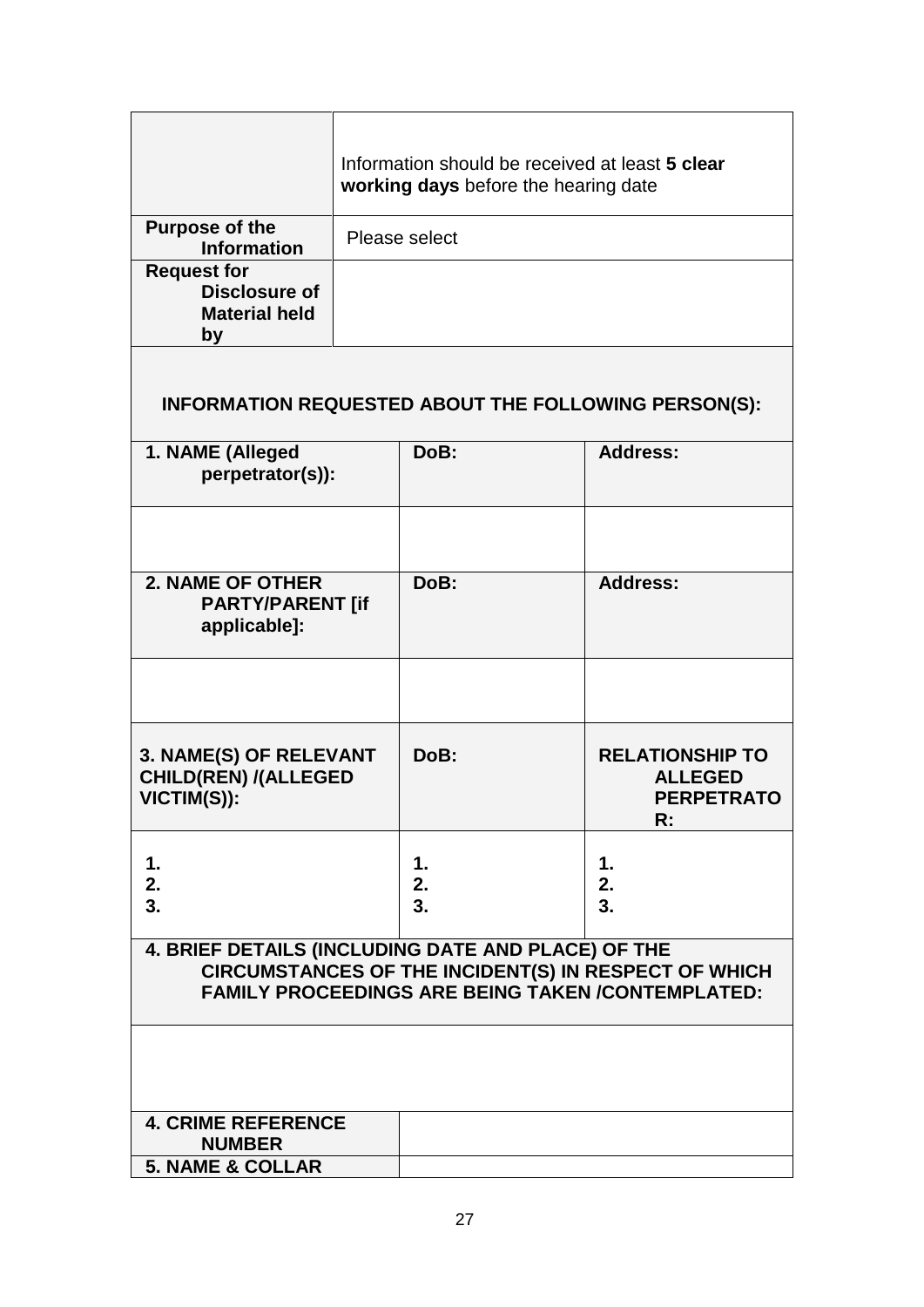| | |
|---|---|
| | Information should be received at least **5 clear working days** before the hearing date |
| **Purpose of the Information** | Please select |
| **Request for Disclosure of Material held by** | |

| | | |
|---|---|---|
| **INFORMATION REQUESTED ABOUT THE FOLLOWING PERSON(S):** | | |
| **1. NAME (Alleged perpetrator(s)):** | **DoB:** | **Address:** |
| | | |
| **2. NAME OF OTHER PARTY/PARENT [if applicable]:** | **DoB:** | **Address:** |
| | | |
| **3. NAME(S) OF RELEVANT CHILD(REN) /(ALLEGED VICTIM(S)):** | **DoB:** | **RELATIONSHIP TO ALLEGED PERPETRATOR:** |
| **1.**<br>**2.**<br>**3.** | **1.**<br>**2.**<br>**3.** | **1.**<br>**2.**<br>**3.** |
| **4. BRIEF DETAILS (INCLUDING DATE AND PLACE) OF THE CIRCUMSTANCES OF THE INCIDENT(S) IN RESPECT OF WHICH FAMILY PROCEEDINGS ARE BEING TAKEN /CONTEMPLATED:** | | |
| | | |
| **4. CRIME REFERENCE NUMBER** | | |
| **5. NAME & COLLAR** | | |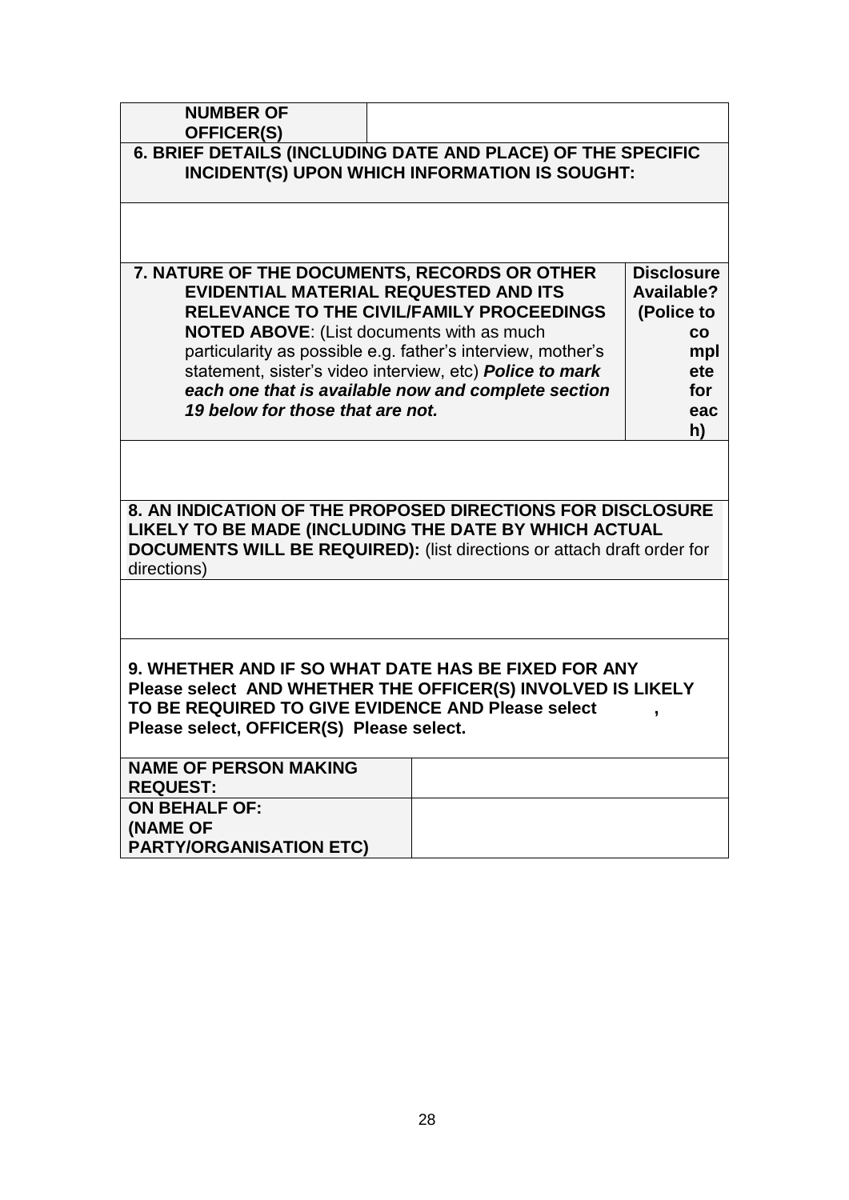| **NUMBER OF OFFICER(S)** | |
|---|---|

| **6. BRIEF DETAILS (INCLUDING DATE AND PLACE) OF THE SPECIFIC INCIDENT(S) UPON WHICH INFORMATION IS SOUGHT:** |
|---|
| |

| **7. NATURE OF THE DOCUMENTS, RECORDS OR OTHER EVIDENTIAL MATERIAL REQUESTED AND ITS RELEVANCE TO THE CIVIL/FAMILY PROCEEDINGS NOTED ABOVE**: (List documents with as much particularity as possible e.g. father's interview, mother's statement, sister's video interview, etc) ***Police to mark each one that is available now and complete section 19 below for those that are not.*** | **Disclosure Available? (Police to complete for each)** |
|---|---|
| | |

| **8. AN INDICATION OF THE PROPOSED DIRECTIONS FOR DISCLOSURE LIKELY TO BE MADE (INCLUDING THE DATE BY WHICH ACTUAL DOCUMENTS WILL BE REQUIRED):** (list directions or attach draft order for directions) |
|---|
| |

| **9. WHETHER AND IF SO WHAT DATE HAS BE FIXED FOR ANY Please select AND WHETHER THE OFFICER(S) INVOLVED IS LIKELY TO BE REQUIRED TO GIVE EVIDENCE AND Please select , Please select, OFFICER(S) Please select.** |
|---|

| **NAME OF PERSON MAKING REQUEST:** | |
|---|---|
| **ON BEHALF OF: (NAME OF PARTY/ORGANISATION ETC)** | |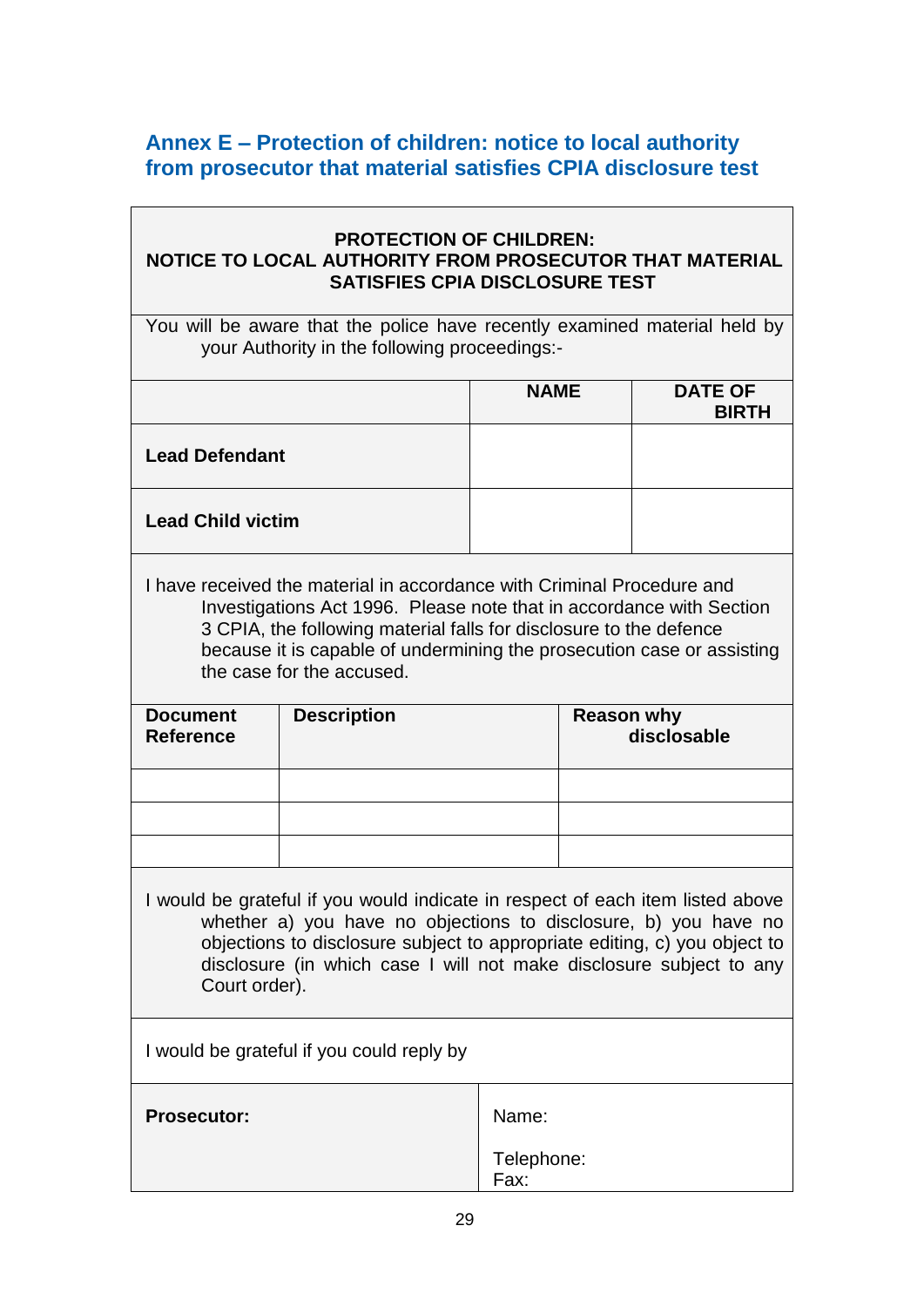## Annex E – Protection of children: notice to local authority from prosecutor that material satisfies CPIA disclosure test

**PROTECTION OF CHILDREN:**
**NOTICE TO LOCAL AUTHORITY FROM PROSECUTOR THAT MATERIAL SATISFIES CPIA DISCLOSURE TEST**

You will be aware that the police have recently examined material held by your Authority in the following proceedings:-

| | NAME | DATE OF BIRTH |
|---|---|---|
| **Lead Defendant** | | |
| **Lead Child victim** | | |

I have received the material in accordance with Criminal Procedure and Investigations Act 1996. Please note that in accordance with Section 3 CPIA, the following material falls for disclosure to the defence because it is capable of undermining the prosecution case or assisting the case for the accused.

| Document Reference | Description | Reason why disclosable |
|---|---|---|
| | | |
| | | |
| | | |

I would be grateful if you would indicate in respect of each item listed above whether a) you have no objections to disclosure, b) you have no objections to disclosure subject to appropriate editing, c) you object to disclosure (in which case I will not make disclosure subject to any Court order).

I would be grateful if you could reply by

| **Prosecutor:** | Name:<br>Telephone:<br>Fax: |
|---|---|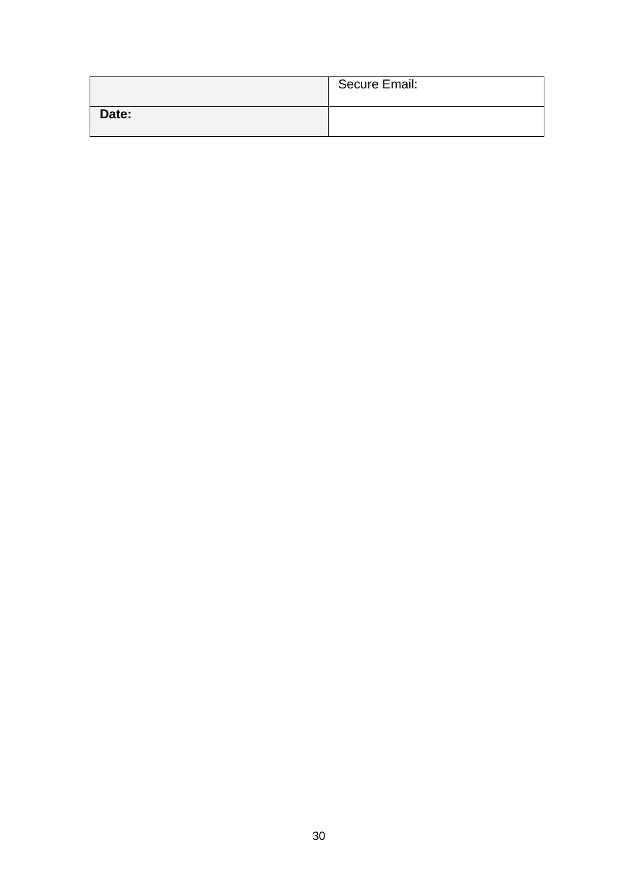| | Secure Email: |
| --- | --- |
| **Date:** | |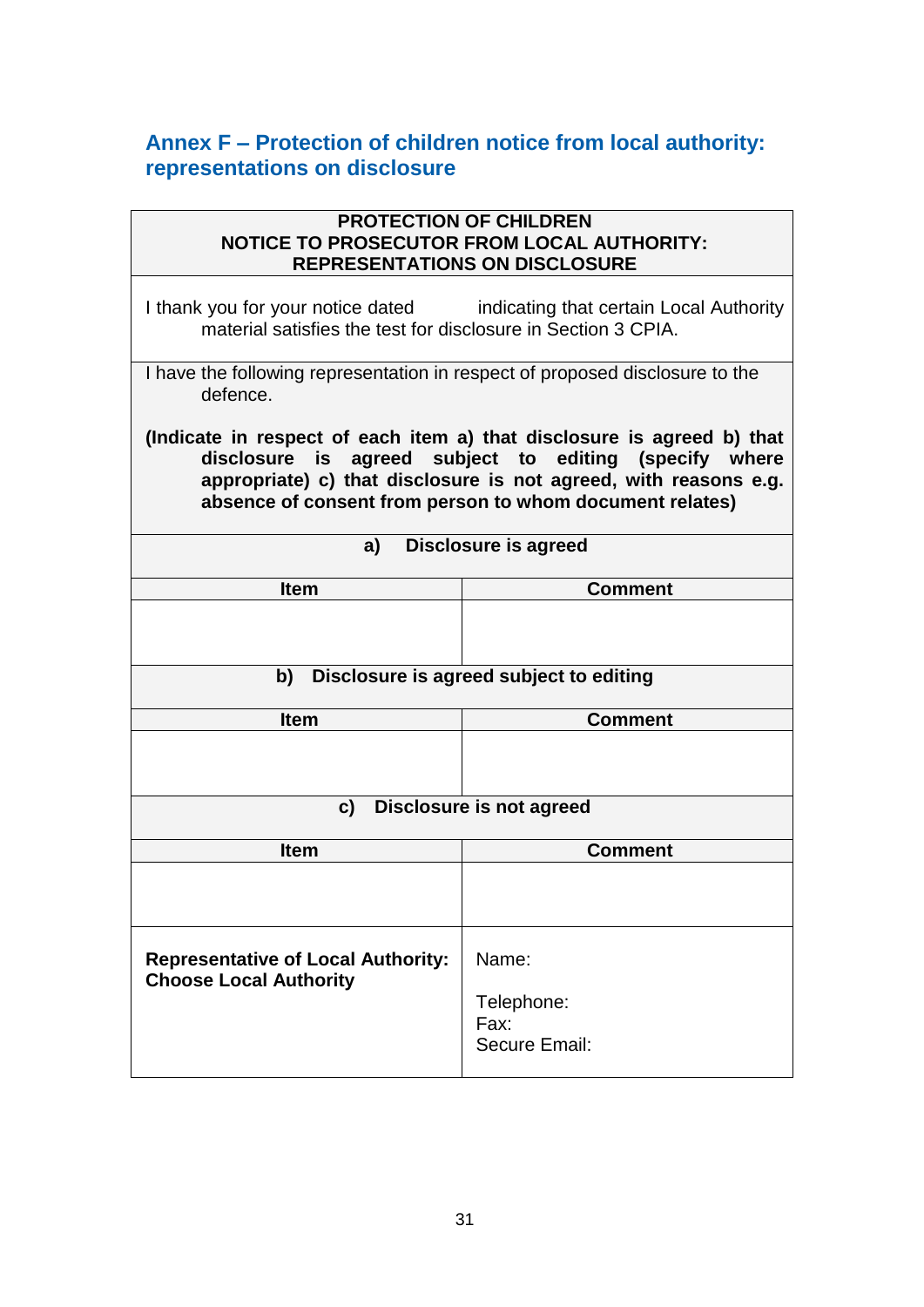## Annex F – Protection of children notice from local authority: representations on disclosure

**PROTECTION OF CHILDREN**
**NOTICE TO PROSECUTOR FROM LOCAL AUTHORITY:**
**REPRESENTATIONS ON DISCLOSURE**

I thank you for your notice dated          indicating that certain Local Authority material satisfies the test for disclosure in Section 3 CPIA.

I have the following representation in respect of proposed disclosure to the defence.

**(Indicate in respect of each item a) that disclosure is agreed b) that disclosure is agreed subject to editing (specify where appropriate) c) that disclosure is not agreed, with reasons e.g. absence of consent from person to whom document relates)**

**a) Disclosure is agreed**

| Item | Comment |
|---|---|
| | |

**b) Disclosure is agreed subject to editing**

| Item | Comment |
|---|---|
| | |

**c) Disclosure is not agreed**

| Item | Comment |
|---|---|
| | |

| | |
|---|---|
| **Representative of Local Authority: Choose Local Authority** | Name:<br><br>Telephone:<br>Fax:<br>Secure Email: |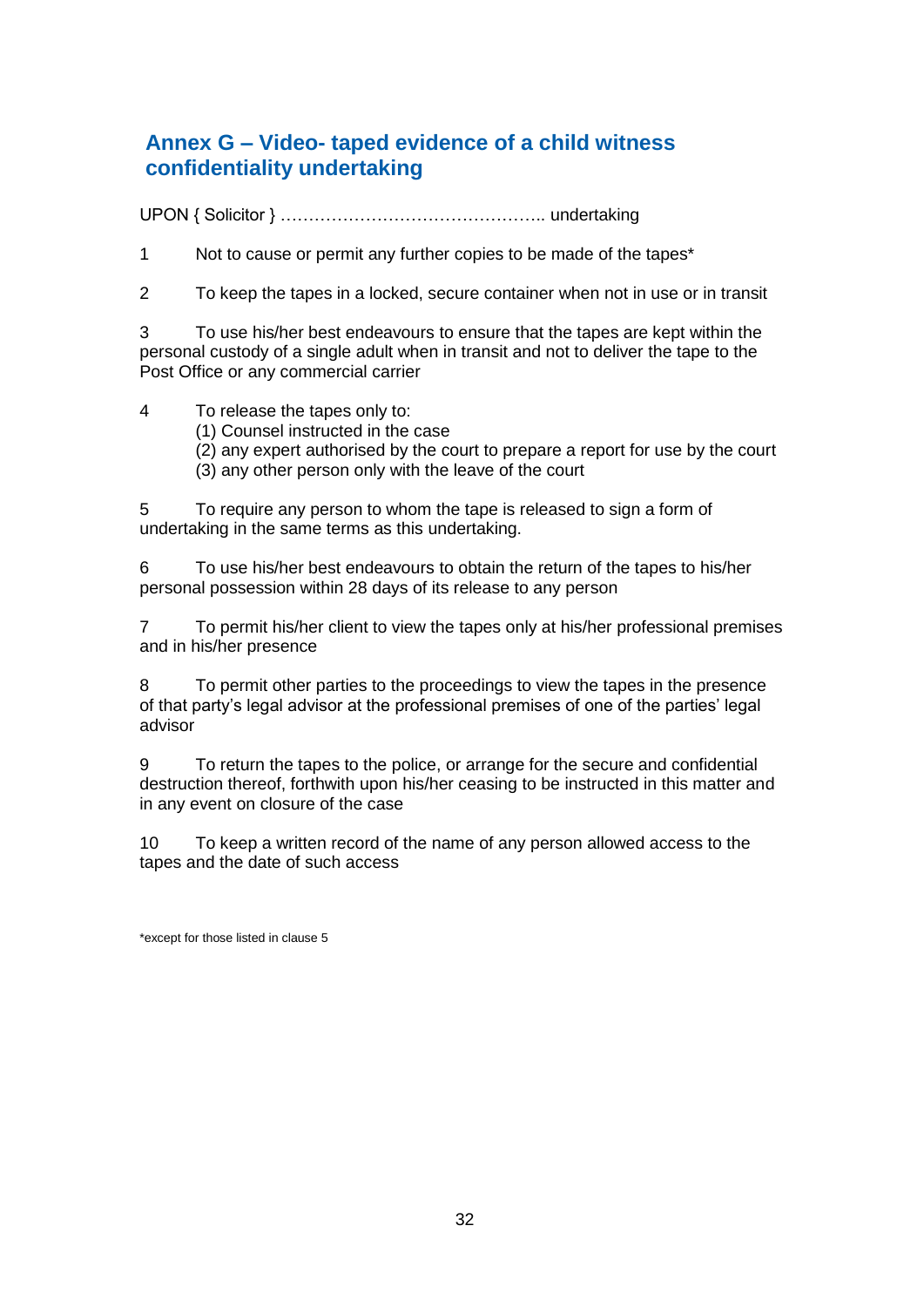## Annex G – Video- taped evidence of a child witness confidentiality undertaking

UPON { Solicitor } ……………………………………….. undertaking

1 Not to cause or permit any further copies to be made of the tapes*

2 To keep the tapes in a locked, secure container when not in use or in transit

3 To use his/her best endeavours to ensure that the tapes are kept within the personal custody of a single adult when in transit and not to deliver the tape to the Post Office or any commercial carrier

4 To release the tapes only to:
(1) Counsel instructed in the case
(2) any expert authorised by the court to prepare a report for use by the court
(3) any other person only with the leave of the court

5 To require any person to whom the tape is released to sign a form of undertaking in the same terms as this undertaking.

6 To use his/her best endeavours to obtain the return of the tapes to his/her personal possession within 28 days of its release to any person

7 To permit his/her client to view the tapes only at his/her professional premises and in his/her presence

8 To permit other parties to the proceedings to view the tapes in the presence of that party's legal advisor at the professional premises of one of the parties' legal advisor

9 To return the tapes to the police, or arrange for the secure and confidential destruction thereof, forthwith upon his/her ceasing to be instructed in this matter and in any event on closure of the case

10 To keep a written record of the name of any person allowed access to the tapes and the date of such access

*except for those listed in clause 5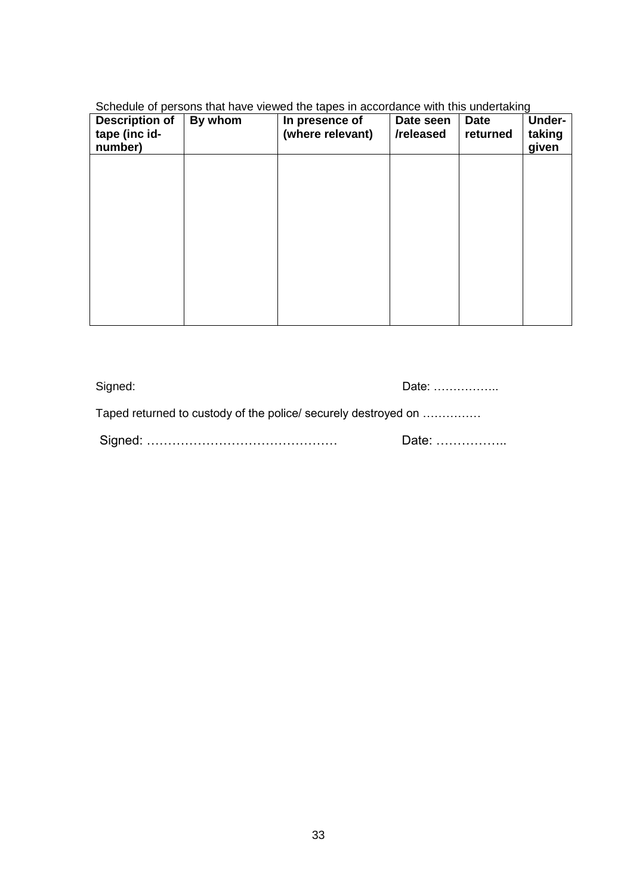Schedule of persons that have viewed the tapes in accordance with this undertaking

| Description of tape (inc id-number) | By whom | In presence of (where relevant) | Date seen /released | Date returned | Under-taking given |
|---|---|---|---|---|---|
| | | | | | |

Signed: Date: ……………..

Taped returned to custody of the police/ securely destroyed on ……………

Signed: ……………………………………… Date: ……………..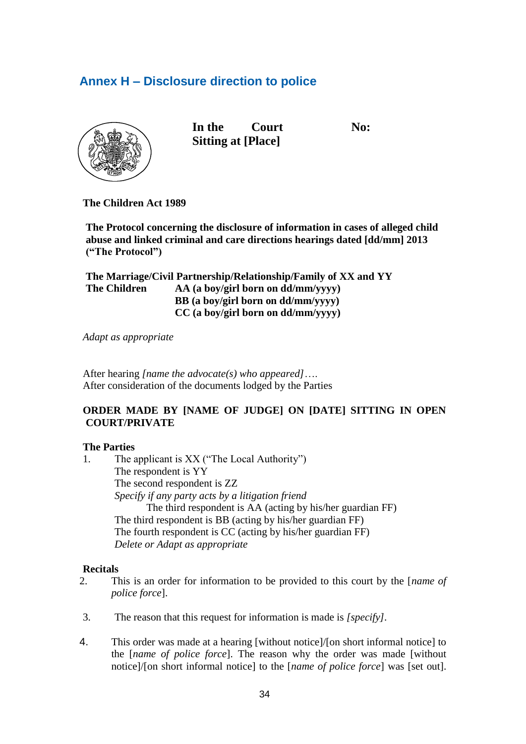## Annex H – Disclosure direction to police

**In the Court** **No:**
**Sitting at [Place]**

**The Children Act 1989**

**The Protocol concerning the disclosure of information in cases of alleged child abuse and linked criminal and care directions hearings dated [dd/mm] 2013 ("The Protocol")**

**The Marriage/Civil Partnership/Relationship/Family of XX and YY**
**The Children** **AA (a boy/girl born on dd/mm/yyyy)**
**BB (a boy/girl born on dd/mm/yyyy)**
**CC (a boy/girl born on dd/mm/yyyy)**

*Adapt as appropriate*

After hearing *[name the advocate(s) who appeared]*….
After consideration of the documents lodged by the Parties

**ORDER MADE BY [NAME OF JUDGE] ON [DATE] SITTING IN OPEN COURT/PRIVATE**

**The Parties**

1. The applicant is XX ("The Local Authority")
   The respondent is YY
   The second respondent is ZZ
   *Specify if any party acts by a litigation friend*
   The third respondent is AA (acting by his/her guardian FF)
   The third respondent is BB (acting by his/her guardian FF)
   The fourth respondent is CC (acting by his/her guardian FF)
   *Delete or Adapt as appropriate*

**Recitals**

2. This is an order for information to be provided to this court by the [*name of police force*].

3. The reason that this request for information is made is *[specify]*.

4. This order was made at a hearing [without notice]/[on short informal notice] to the [*name of police force*]. The reason why the order was made [without notice]/[on short informal notice] to the [*name of police force*] was [set out].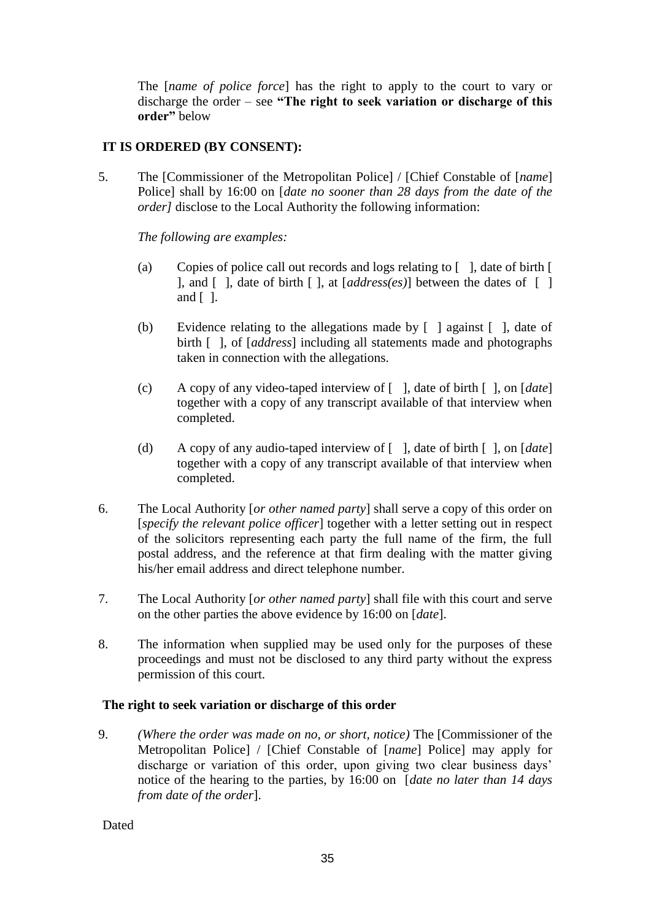The [*name of police force*] has the right to apply to the court to vary or discharge the order – see **"The right to seek variation or discharge of this order"** below

**IT IS ORDERED (BY CONSENT):**

5. The [Commissioner of the Metropolitan Police] / [Chief Constable of [*name*] Police] shall by 16:00 on [*date no sooner than 28 days from the date of the order]* disclose to the Local Authority the following information:

   *The following are examples:*

   (a) Copies of police call out records and logs relating to [ ], date of birth [ ], and [ ], date of birth [ ], at [*address(es)*] between the dates of [ ] and [ ].

   (b) Evidence relating to the allegations made by [ ] against [ ], date of birth [ ], of [*address*] including all statements made and photographs taken in connection with the allegations.

   (c) A copy of any video-taped interview of [ ], date of birth [ ], on [*date*] together with a copy of any transcript available of that interview when completed.

   (d) A copy of any audio-taped interview of [ ], date of birth [ ], on [*date*] together with a copy of any transcript available of that interview when completed.

6. The Local Authority [*or other named party*] shall serve a copy of this order on [*specify the relevant police officer*] together with a letter setting out in respect of the solicitors representing each party the full name of the firm, the full postal address, and the reference at that firm dealing with the matter giving his/her email address and direct telephone number.

7. The Local Authority [*or other named party*] shall file with this court and serve on the other parties the above evidence by 16:00 on [*date*].

8. The information when supplied may be used only for the purposes of these proceedings and must not be disclosed to any third party without the express permission of this court.

**The right to seek variation or discharge of this order**

9. *(Where the order was made on no, or short, notice)* The [Commissioner of the Metropolitan Police] / [Chief Constable of [*name*] Police] may apply for discharge or variation of this order, upon giving two clear business days' notice of the hearing to the parties, by 16:00 on [*date no later than 14 days from date of the order*].

Dated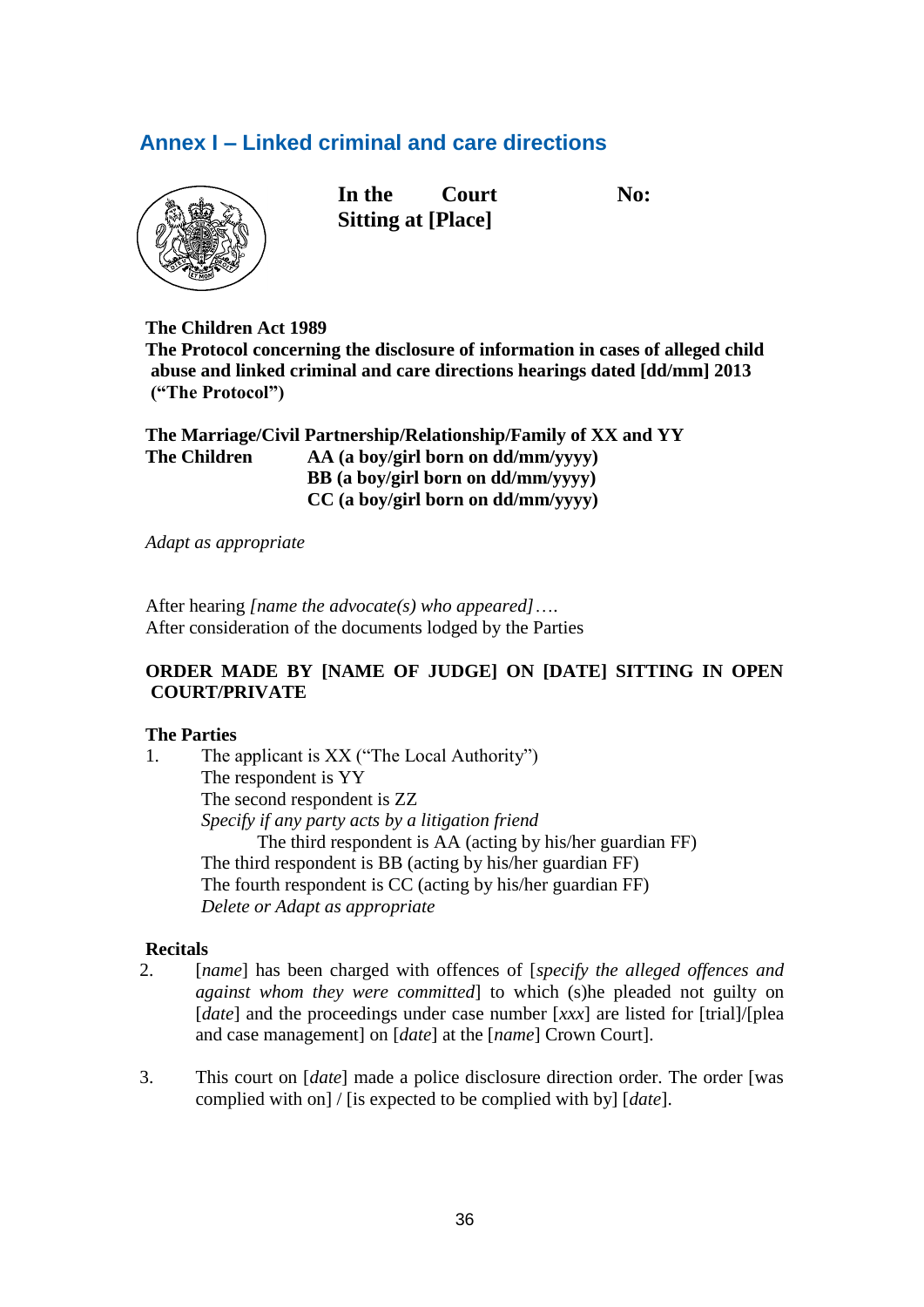## Annex I – Linked criminal and care directions

**In the Court No:**
**Sitting at [Place]**

**The Children Act 1989**
**The Protocol concerning the disclosure of information in cases of alleged child abuse and linked criminal and care directions hearings dated [dd/mm] 2013 ("The Protocol")**

**The Marriage/Civil Partnership/Relationship/Family of XX and YY**

**The Children** **AA (a boy/girl born on dd/mm/yyyy)**
**BB (a boy/girl born on dd/mm/yyyy)**
**CC (a boy/girl born on dd/mm/yyyy)**

*Adapt as appropriate*

After hearing *[name the advocate(s) who appeared]*….
After consideration of the documents lodged by the Parties

**ORDER MADE BY [NAME OF JUDGE] ON [DATE] SITTING IN OPEN COURT/PRIVATE**

**The Parties**

1. The applicant is XX ("The Local Authority")
   The respondent is YY
   The second respondent is ZZ
   *Specify if any party acts by a litigation friend*
   The third respondent is AA (acting by his/her guardian FF)
   The third respondent is BB (acting by his/her guardian FF)
   The fourth respondent is CC (acting by his/her guardian FF)
   *Delete or Adapt as appropriate*

**Recitals**

2. [*name*] has been charged with offences of [*specify the alleged offences and against whom they were committed*] to which (s)he pleaded not guilty on [*date*] and the proceedings under case number [*xxx*] are listed for [trial]/[plea and case management] on [*date*] at the [*name*] Crown Court].

3. This court on [*date*] made a police disclosure direction order. The order [was complied with on] / [is expected to be complied with by] [*date*].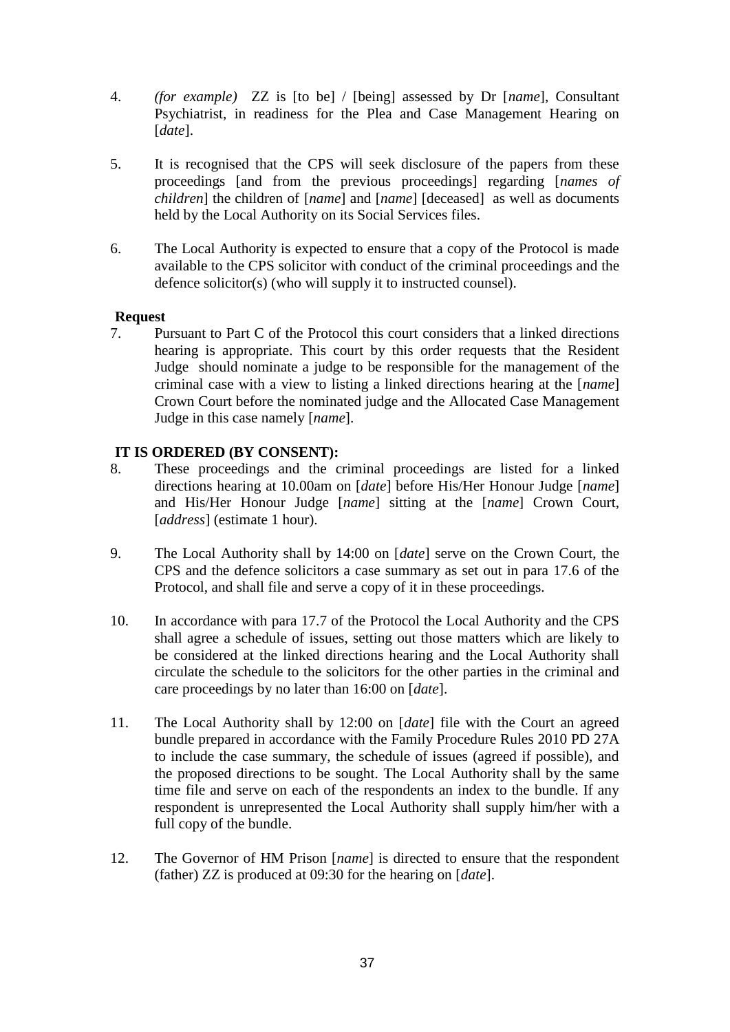4. *(for example)* ZZ is [to be] / [being] assessed by Dr [*name*], Consultant Psychiatrist, in readiness for the Plea and Case Management Hearing on [*date*].

5. It is recognised that the CPS will seek disclosure of the papers from these proceedings [and from the previous proceedings] regarding [*names of children*] the children of [*name*] and [*name*] [deceased] as well as documents held by the Local Authority on its Social Services files.

6. The Local Authority is expected to ensure that a copy of the Protocol is made available to the CPS solicitor with conduct of the criminal proceedings and the defence solicitor(s) (who will supply it to instructed counsel).

**Request**

7. Pursuant to Part C of the Protocol this court considers that a linked directions hearing is appropriate. This court by this order requests that the Resident Judge should nominate a judge to be responsible for the management of the criminal case with a view to listing a linked directions hearing at the [*name*] Crown Court before the nominated judge and the Allocated Case Management Judge in this case namely [*name*].

**IT IS ORDERED (BY CONSENT):**

8. These proceedings and the criminal proceedings are listed for a linked directions hearing at 10.00am on [*date*] before His/Her Honour Judge [*name*] and His/Her Honour Judge [*name*] sitting at the [*name*] Crown Court, [*address*] (estimate 1 hour).

9. The Local Authority shall by 14:00 on [*date*] serve on the Crown Court, the CPS and the defence solicitors a case summary as set out in para 17.6 of the Protocol, and shall file and serve a copy of it in these proceedings.

10. In accordance with para 17.7 of the Protocol the Local Authority and the CPS shall agree a schedule of issues, setting out those matters which are likely to be considered at the linked directions hearing and the Local Authority shall circulate the schedule to the solicitors for the other parties in the criminal and care proceedings by no later than 16:00 on [*date*].

11. The Local Authority shall by 12:00 on [*date*] file with the Court an agreed bundle prepared in accordance with the Family Procedure Rules 2010 PD 27A to include the case summary, the schedule of issues (agreed if possible), and the proposed directions to be sought. The Local Authority shall by the same time file and serve on each of the respondents an index to the bundle. If any respondent is unrepresented the Local Authority shall supply him/her with a full copy of the bundle.

12. The Governor of HM Prison [*name*] is directed to ensure that the respondent (father) ZZ is produced at 09:30 for the hearing on [*date*].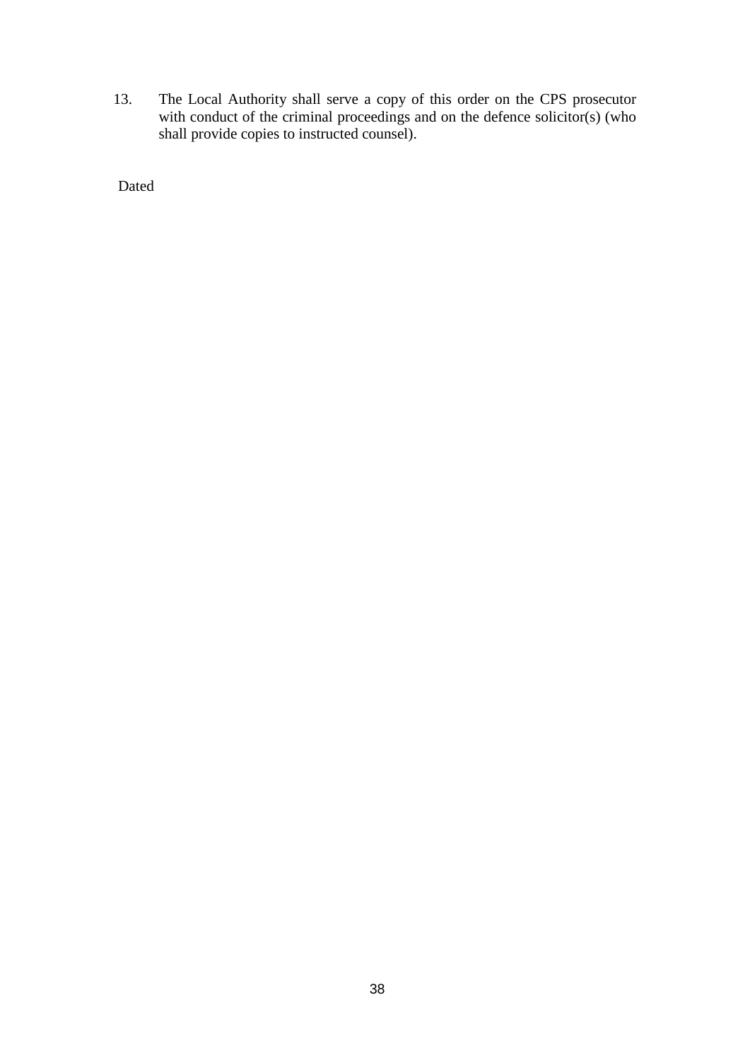13. The Local Authority shall serve a copy of this order on the CPS prosecutor with conduct of the criminal proceedings and on the defence solicitor(s) (who shall provide copies to instructed counsel).

Dated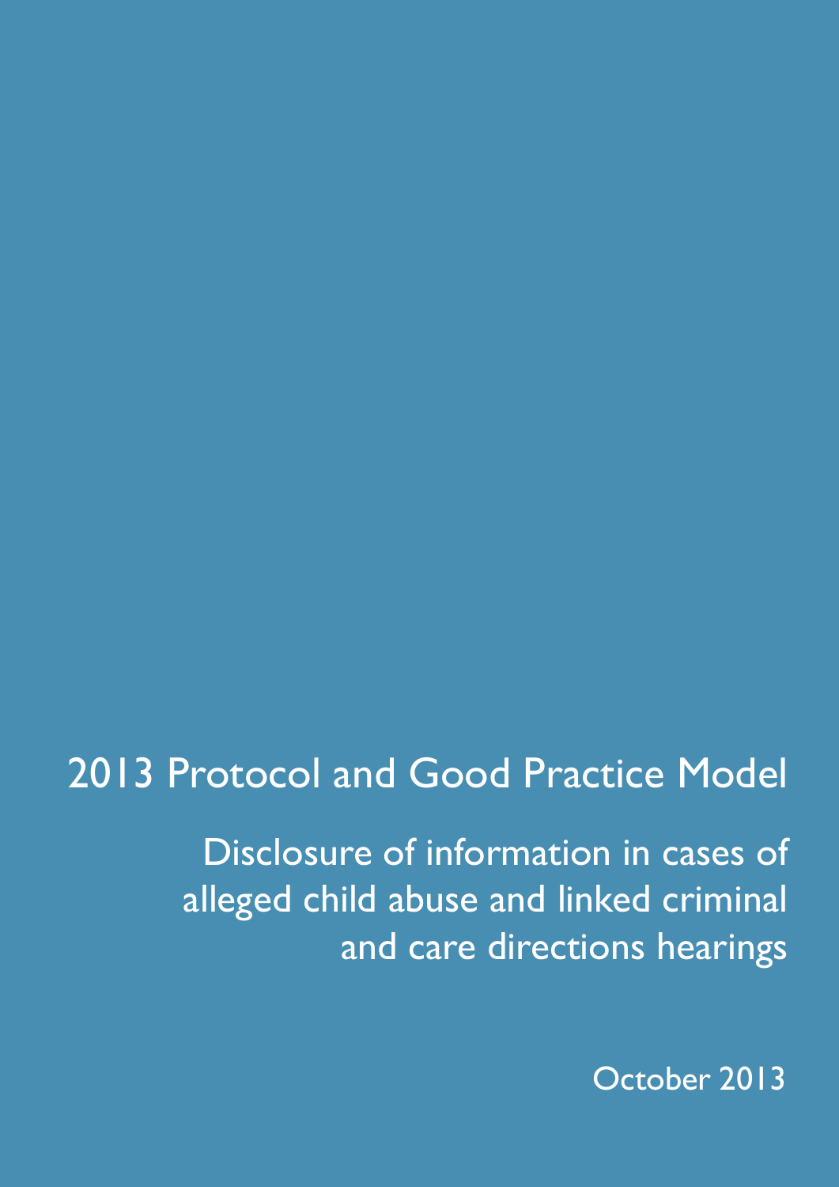# 2013 Protocol and Good Practice Model

## Disclosure of information in cases of alleged child abuse and linked criminal and care directions hearings

October 2013